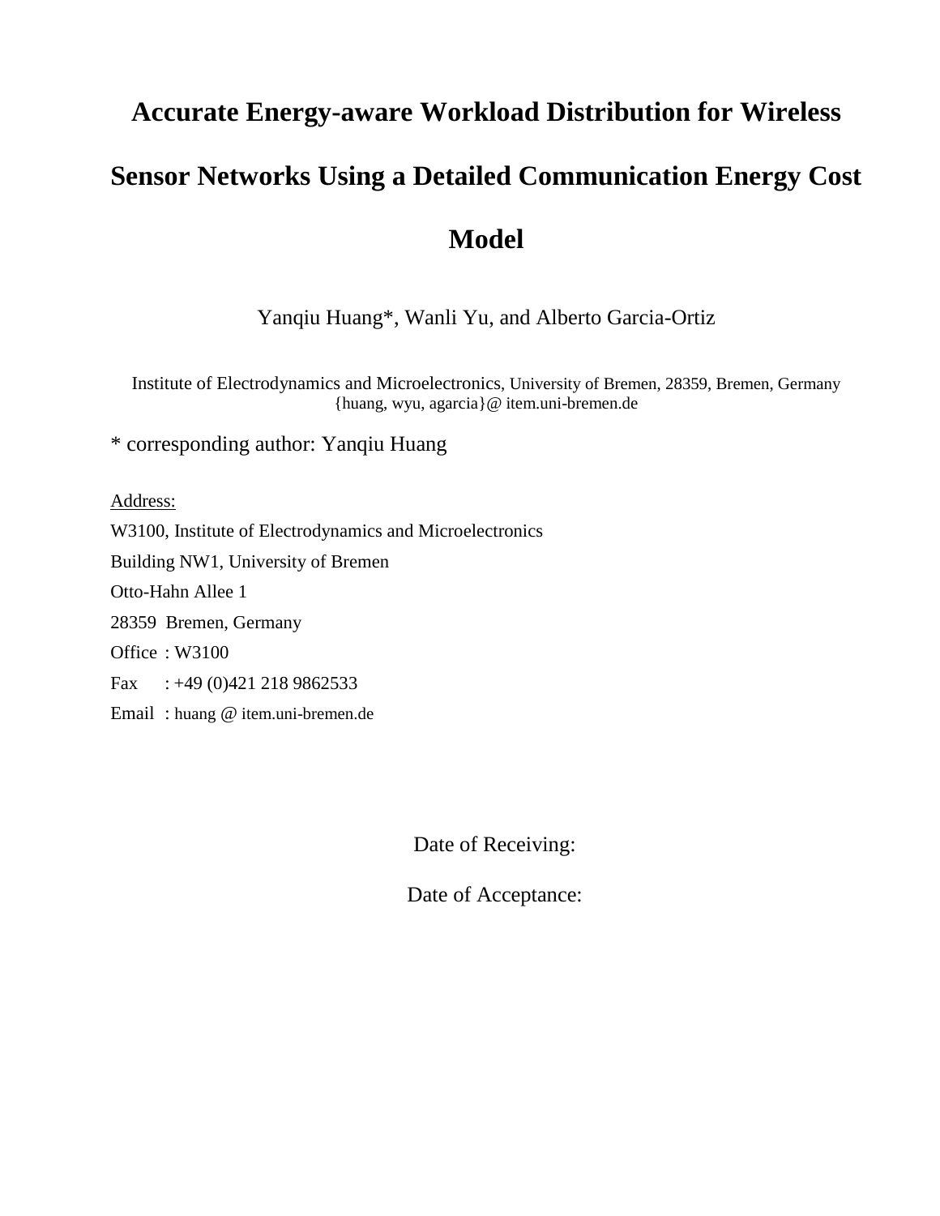# Accurate Energy-aware Workload Distribution for Wireless Sensor Networks Using a Detailed Communication Energy Cost Model

Yanqiu Huang*, Wanli Yu, and Alberto Garcia-Ortiz

Institute of Electrodynamics and Microelectronics, University of Bremen, 28359, Bremen, Germany
{huang, wyu, agarcia}@ item.uni-bremen.de

* corresponding author: Yanqiu Huang

Address:

W3100, Institute of Electrodynamics and Microelectronics

Building NW1, University of Bremen

Otto-Hahn Allee 1

28359 Bremen, Germany

Office : W3100

Fax : +49 (0)421 218 9862533

Email : huang @ item.uni-bremen.de

Date of Receiving:

Date of Acceptance: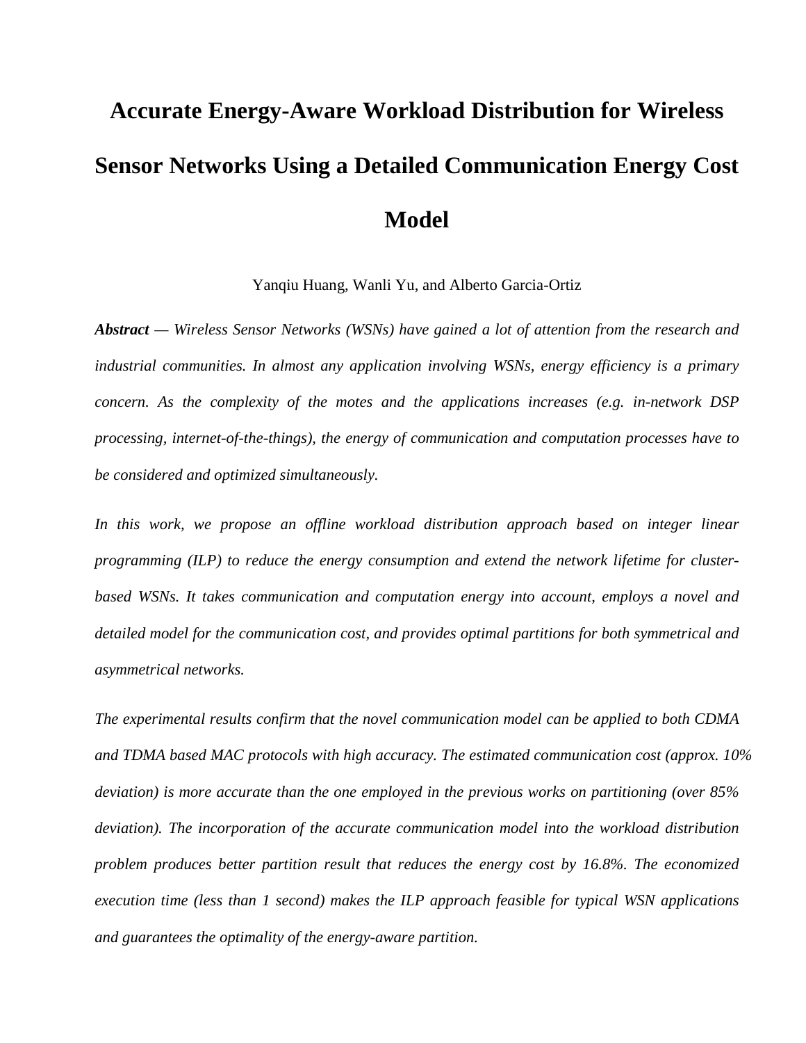# Accurate Energy-Aware Workload Distribution for Wireless Sensor Networks Using a Detailed Communication Energy Cost Model

Yanqiu Huang, Wanli Yu, and Alberto Garcia-Ortiz

***Abstract*** *— Wireless Sensor Networks (WSNs) have gained a lot of attention from the research and industrial communities. In almost any application involving WSNs, energy efficiency is a primary concern. As the complexity of the motes and the applications increases (e.g. in-network DSP processing, internet-of-the-things), the energy of communication and computation processes have to be considered and optimized simultaneously.*

*In this work, we propose an offline workload distribution approach based on integer linear programming (ILP) to reduce the energy consumption and extend the network lifetime for cluster-based WSNs. It takes communication and computation energy into account, employs a novel and detailed model for the communication cost, and provides optimal partitions for both symmetrical and asymmetrical networks.*

*The experimental results confirm that the novel communication model can be applied to both CDMA and TDMA based MAC protocols with high accuracy. The estimated communication cost (approx. 10% deviation) is more accurate than the one employed in the previous works on partitioning (over 85% deviation). The incorporation of the accurate communication model into the workload distribution problem produces better partition result that reduces the energy cost by 16.8%. The economized execution time (less than 1 second) makes the ILP approach feasible for typical WSN applications and guarantees the optimality of the energy-aware partition.*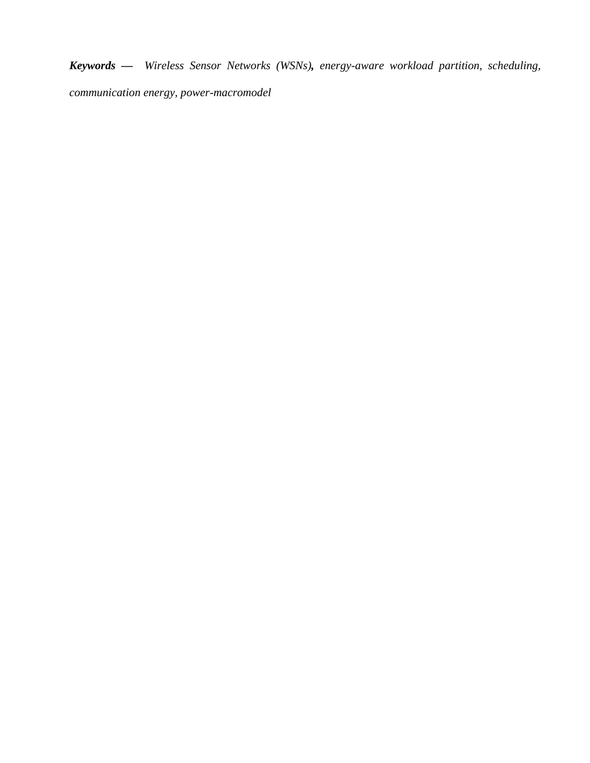***Keywords —*** *Wireless Sensor Networks (WSNs)**,** energy-aware workload partition, scheduling, communication energy, power-macromodel*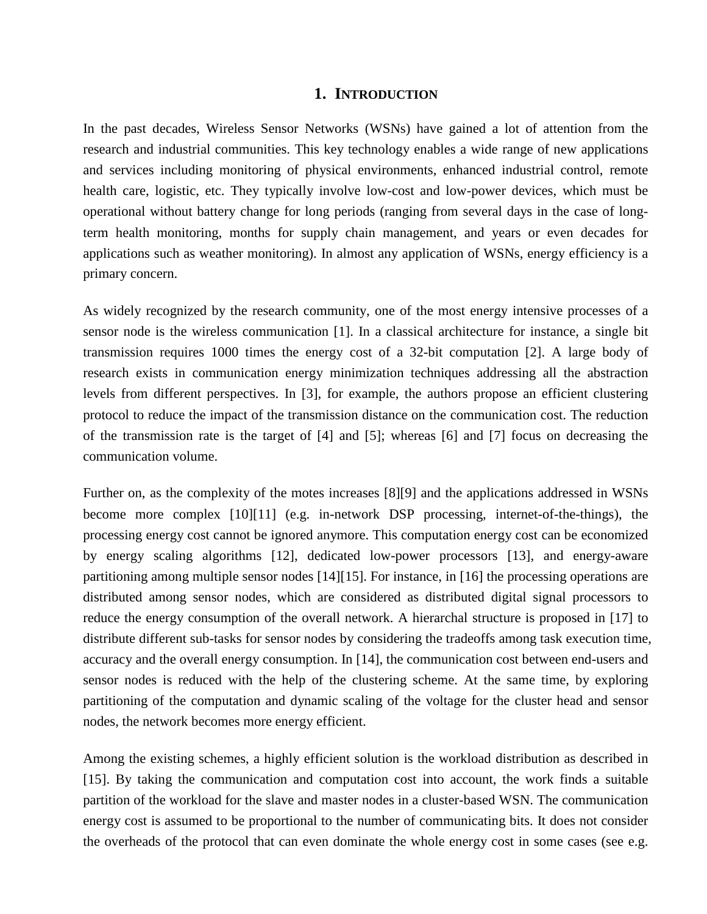# 1. INTRODUCTION

In the past decades, Wireless Sensor Networks (WSNs) have gained a lot of attention from the research and industrial communities. This key technology enables a wide range of new applications and services including monitoring of physical environments, enhanced industrial control, remote health care, logistic, etc. They typically involve low-cost and low-power devices, which must be operational without battery change for long periods (ranging from several days in the case of long-term health monitoring, months for supply chain management, and years or even decades for applications such as weather monitoring). In almost any application of WSNs, energy efficiency is a primary concern.

As widely recognized by the research community, one of the most energy intensive processes of a sensor node is the wireless communication [1]. In a classical architecture for instance, a single bit transmission requires 1000 times the energy cost of a 32-bit computation [2]. A large body of research exists in communication energy minimization techniques addressing all the abstraction levels from different perspectives. In [3], for example, the authors propose an efficient clustering protocol to reduce the impact of the transmission distance on the communication cost. The reduction of the transmission rate is the target of [4] and [5]; whereas [6] and [7] focus on decreasing the communication volume.

Further on, as the complexity of the motes increases [8][9] and the applications addressed in WSNs become more complex [10][11] (e.g. in-network DSP processing, internet-of-the-things), the processing energy cost cannot be ignored anymore. This computation energy cost can be economized by energy scaling algorithms [12], dedicated low-power processors [13], and energy-aware partitioning among multiple sensor nodes [14][15]. For instance, in [16] the processing operations are distributed among sensor nodes, which are considered as distributed digital signal processors to reduce the energy consumption of the overall network. A hierarchal structure is proposed in [17] to distribute different sub-tasks for sensor nodes by considering the tradeoffs among task execution time, accuracy and the overall energy consumption. In [14], the communication cost between end-users and sensor nodes is reduced with the help of the clustering scheme. At the same time, by exploring partitioning of the computation and dynamic scaling of the voltage for the cluster head and sensor nodes, the network becomes more energy efficient.

Among the existing schemes, a highly efficient solution is the workload distribution as described in [15]. By taking the communication and computation cost into account, the work finds a suitable partition of the workload for the slave and master nodes in a cluster-based WSN. The communication energy cost is assumed to be proportional to the number of communicating bits. It does not consider the overheads of the protocol that can even dominate the whole energy cost in some cases (see e.g.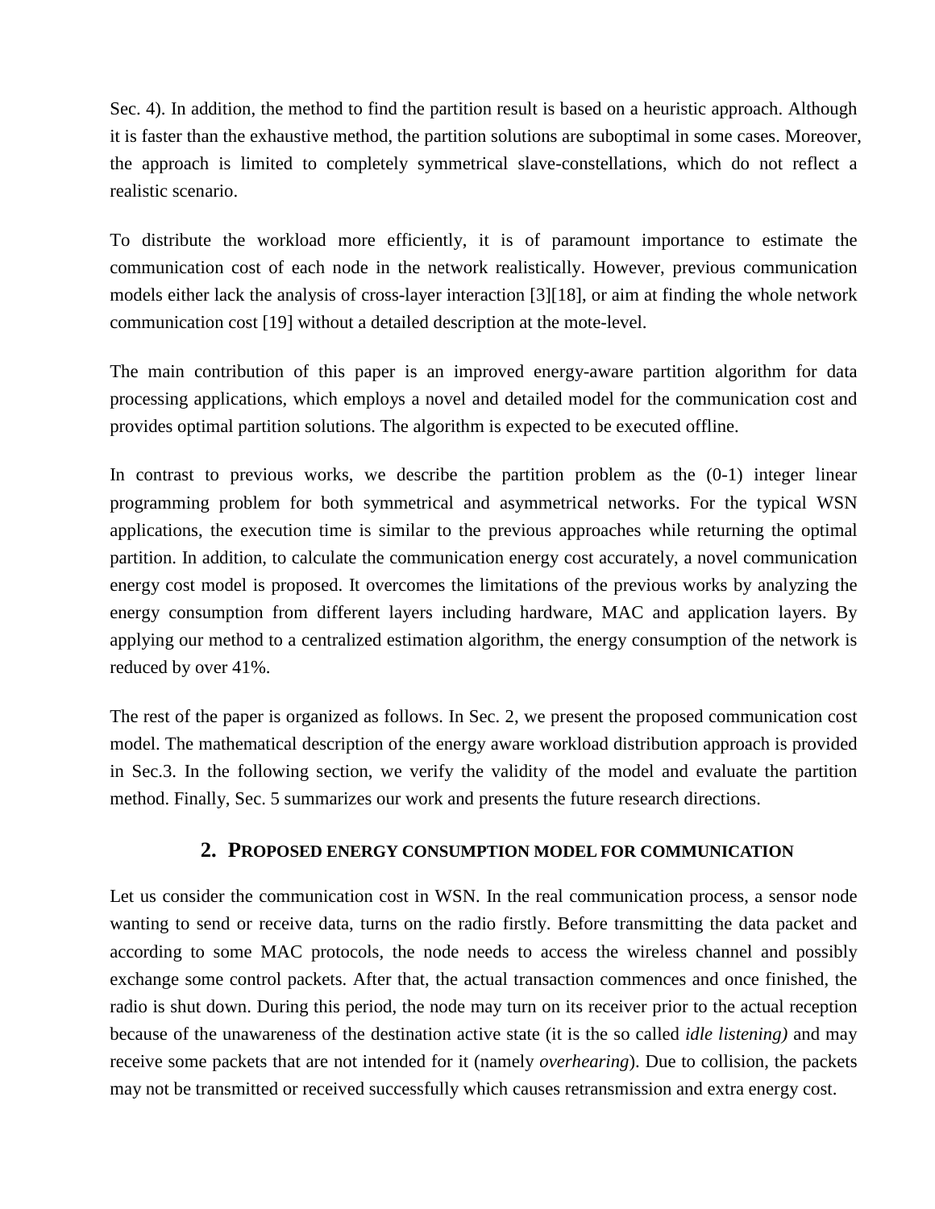Sec. 4). In addition, the method to find the partition result is based on a heuristic approach. Although it is faster than the exhaustive method, the partition solutions are suboptimal in some cases. Moreover, the approach is limited to completely symmetrical slave-constellations, which do not reflect a realistic scenario.

To distribute the workload more efficiently, it is of paramount importance to estimate the communication cost of each node in the network realistically. However, previous communication models either lack the analysis of cross-layer interaction [3][18], or aim at finding the whole network communication cost [19] without a detailed description at the mote-level.

The main contribution of this paper is an improved energy-aware partition algorithm for data processing applications, which employs a novel and detailed model for the communication cost and provides optimal partition solutions. The algorithm is expected to be executed offline.

In contrast to previous works, we describe the partition problem as the (0-1) integer linear programming problem for both symmetrical and asymmetrical networks. For the typical WSN applications, the execution time is similar to the previous approaches while returning the optimal partition. In addition, to calculate the communication energy cost accurately, a novel communication energy cost model is proposed. It overcomes the limitations of the previous works by analyzing the energy consumption from different layers including hardware, MAC and application layers. By applying our method to a centralized estimation algorithm, the energy consumption of the network is reduced by over 41%.

The rest of the paper is organized as follows. In Sec. 2, we present the proposed communication cost model. The mathematical description of the energy aware workload distribution approach is provided in Sec.3. In the following section, we verify the validity of the model and evaluate the partition method. Finally, Sec. 5 summarizes our work and presents the future research directions.

## 2. PROPOSED ENERGY CONSUMPTION MODEL FOR COMMUNICATION

Let us consider the communication cost in WSN. In the real communication process, a sensor node wanting to send or receive data, turns on the radio firstly. Before transmitting the data packet and according to some MAC protocols, the node needs to access the wireless channel and possibly exchange some control packets. After that, the actual transaction commences and once finished, the radio is shut down. During this period, the node may turn on its receiver prior to the actual reception because of the unawareness of the destination active state (it is the so called *idle listening)* and may receive some packets that are not intended for it (namely *overhearing*). Due to collision, the packets may not be transmitted or received successfully which causes retransmission and extra energy cost.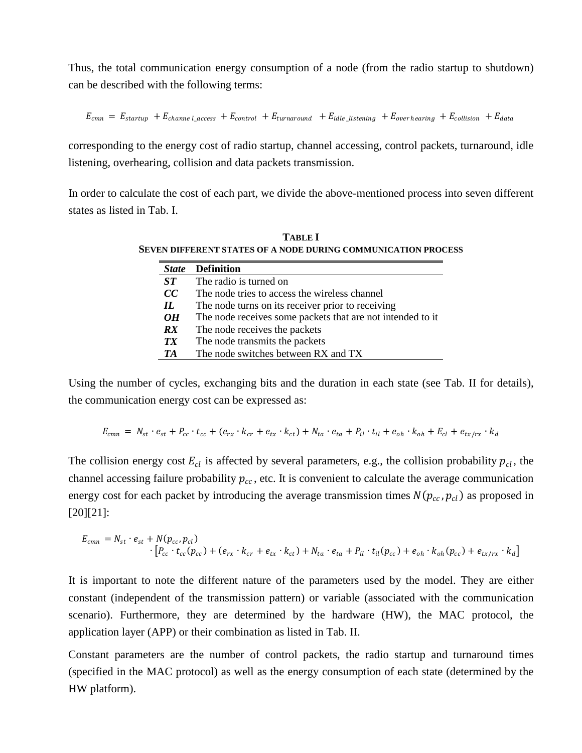Thus, the total communication energy consumption of a node (from the radio startup to shutdown) can be described with the following terms:

$$E_{cmn} = E_{startup} + E_{channel\_access} + E_{control} + E_{turnaround} + E_{idle\_listening} + E_{overhearing} + E_{collision} + E_{data}$$

corresponding to the energy cost of radio startup, channel accessing, control packets, turnaround, idle listening, overhearing, collision and data packets transmission.

In order to calculate the cost of each part, we divide the above-mentioned process into seven different states as listed in Tab. I.

**TABLE I**
**SEVEN DIFFERENT STATES OF A NODE DURING COMMUNICATION PROCESS**

| *State* | Definition |
|---|---|
| ***ST*** | The radio is turned on |
| ***CC*** | The node tries to access the wireless channel |
| ***IL*** | The node turns on its receiver prior to receiving |
| ***OH*** | The node receives some packets that are not intended to it |
| ***RX*** | The node receives the packets |
| ***TX*** | The node transmits the packets |
| ***TA*** | The node switches between RX and TX |

Using the number of cycles, exchanging bits and the duration in each state (see Tab. II for details), the communication energy cost can be expressed as:

$$E_{cmn} = N_{st} \cdot e_{st} + P_{cc} \cdot t_{cc} + (e_{rx} \cdot k_{cr} + e_{tx} \cdot k_{ct}) + N_{ta} \cdot e_{ta} + P_{il} \cdot t_{il} + e_{oh} \cdot k_{oh} + E_{cl} + e_{tx/rx} \cdot k_d$$

The collision energy cost $E_{cl}$ is affected by several parameters, e.g., the collision probability $p_{cl}$, the channel accessing failure probability $p_{cc}$, etc. It is convenient to calculate the average communication energy cost for each packet by introducing the average transmission times $N(p_{cc}, p_{cl})$ as proposed in [20][21]:

$$E_{cmn} = N_{st} \cdot e_{st} + N(p_{cc}, p_{cl}) \cdot \left[P_{cc} \cdot t_{cc}(p_{cc}) + (e_{rx} \cdot k_{cr} + e_{tx} \cdot k_{ct}) + N_{ta} \cdot e_{ta} + P_{il} \cdot t_{il}(p_{cc}) + e_{oh} \cdot k_{oh}(p_{cc}) + e_{tx/rx} \cdot k_d\right]$$

It is important to note the different nature of the parameters used by the model. They are either constant (independent of the transmission pattern) or variable (associated with the communication scenario). Furthermore, they are determined by the hardware (HW), the MAC protocol, the application layer (APP) or their combination as listed in Tab. II.

Constant parameters are the number of control packets, the radio startup and turnaround times (specified in the MAC protocol) as well as the energy consumption of each state (determined by the HW platform).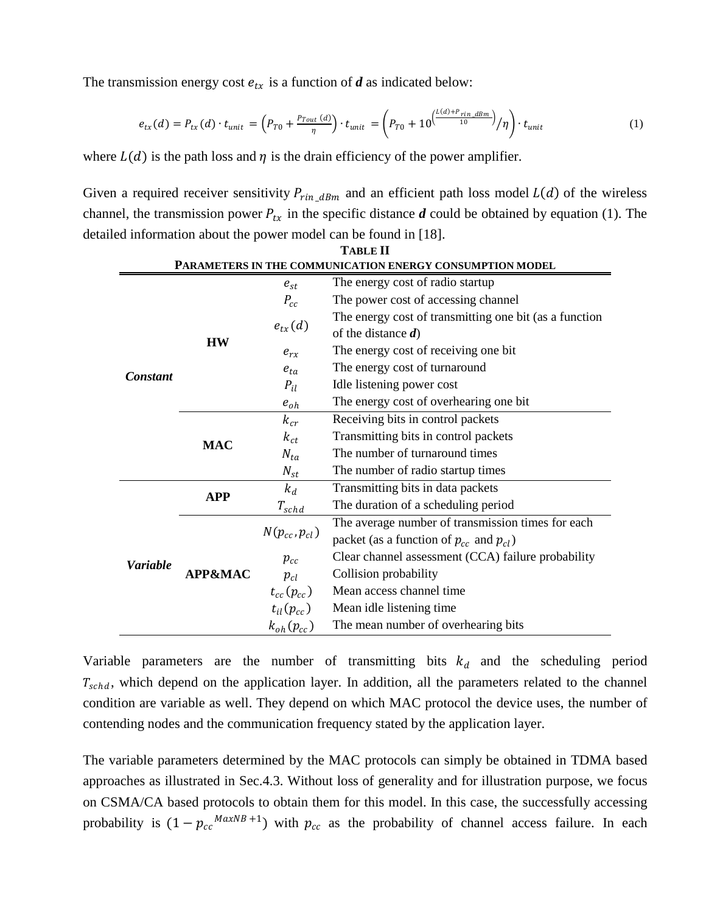The transmission energy cost $e_{tx}$ is a function of $\boldsymbol{d}$ as indicated below:

$$e_{tx}(d) = P_{tx}(d) \cdot t_{unit} = \left(P_{T0} + \frac{P_{Tout}(d)}{\eta}\right) \cdot t_{unit} = \left(P_{T0} + 10^{\left(\frac{L(d)+P_{rin\_dBm}}{10}\right)}/\eta\right) \cdot t_{unit} \tag{1}$$

where $L(d)$ is the path loss and $\eta$ is the drain efficiency of the power amplifier.

Given a required receiver sensitivity $P_{rin\_dBm}$ and an efficient path loss model $L(d)$ of the wireless channel, the transmission power $P_{tx}$ in the specific distance $\boldsymbol{d}$ could be obtained by equation (1). The detailed information about the power model can be found in [18].

**TABLE II**
**PARAMETERS IN THE COMMUNICATION ENERGY CONSUMPTION MODEL**

| | | | |
|---|---|---|---|
| ***Constant*** | **HW** | $e_{st}$ | The energy cost of radio startup |
| | | $P_{cc}$ | The power cost of accessing channel |
| | | $e_{tx}(d)$ | The energy cost of transmitting one bit (as a function of the distance $\boldsymbol{d}$) |
| | | $e_{rx}$ | The energy cost of receiving one bit |
| | | $e_{ta}$ | The energy cost of turnaround |
| | | $P_{il}$ | Idle listening power cost |
| | | $e_{oh}$ | The energy cost of overhearing one bit |
| | **MAC** | $k_{cr}$ | Receiving bits in control packets |
| | | $k_{ct}$ | Transmitting bits in control packets |
| | | $N_{ta}$ | The number of turnaround times |
| | | $N_{st}$ | The number of radio startup times |
| ***Variable*** | **APP** | $k_d$ | Transmitting bits in data packets |
| | | $T_{schd}$ | The duration of a scheduling period |
| | **APP&MAC** | $N(p_{cc}, p_{cl})$ | The average number of transmission times for each packet (as a function of $p_{cc}$ and $p_{cl}$) |
| | | $p_{cc}$ | Clear channel assessment (CCA) failure probability |
| | | $p_{cl}$ | Collision probability |
| | | $t_{cc}(p_{cc})$ | Mean access channel time |
| | | $t_{il}(p_{cc})$ | Mean idle listening time |
| | | $k_{oh}(p_{cc})$ | The mean number of overhearing bits |

Variable parameters are the number of transmitting bits $k_d$ and the scheduling period $T_{schd}$, which depend on the application layer. In addition, all the parameters related to the channel condition are variable as well. They depend on which MAC protocol the device uses, the number of contending nodes and the communication frequency stated by the application layer.

The variable parameters determined by the MAC protocols can simply be obtained in TDMA based approaches as illustrated in Sec.4.3. Without loss of generality and for illustration purpose, we focus on CSMA/CA based protocols to obtain them for this model. In this case, the successfully accessing probability is $(1 - p_{cc}{}^{MaxNB+1})$ with $p_{cc}$ as the probability of channel access failure. In each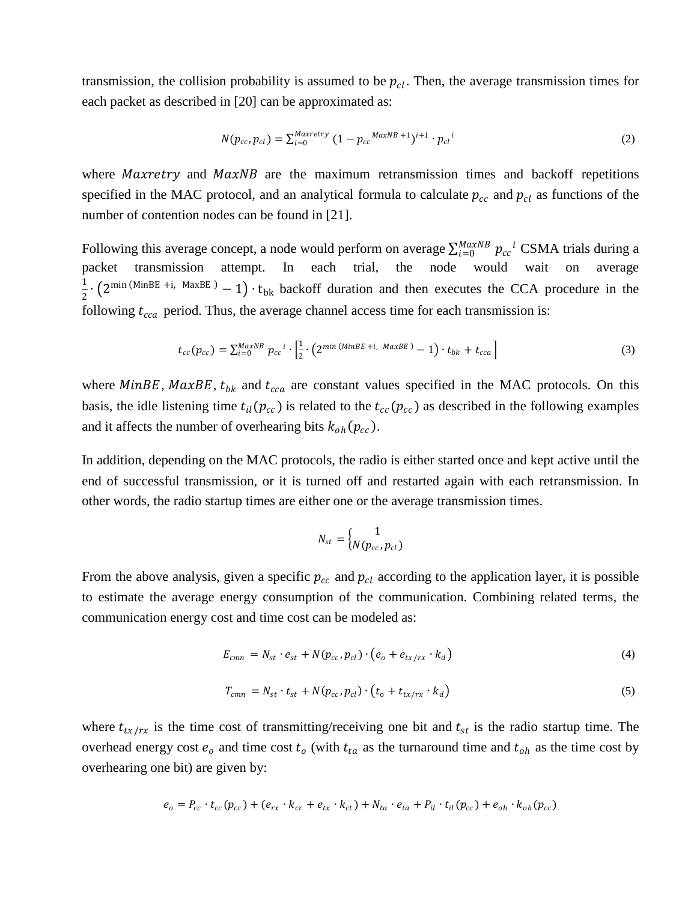transmission, the collision probability is assumed to be $p_{cl}$. Then, the average transmission times for each packet as described in [20] can be approximated as:

$$N(p_{cc}, p_{cl}) = \sum_{i=0}^{Maxretry} (1 - p_{cc}{}^{MaxNB+1})^{i+1} \cdot p_{cl}{}^{i} \tag{2}$$

where $Maxretry$ and $MaxNB$ are the maximum retransmission times and backoff repetitions specified in the MAC protocol, and an analytical formula to calculate $p_{cc}$ and $p_{cl}$ as functions of the number of contention nodes can be found in [21].

Following this average concept, a node would perform on average $\sum_{i=0}^{MaxNB} p_{cc}{}^{i}$ CSMA trials during a packet transmission attempt. In each trial, the node would wait on average $\frac{1}{2} \cdot \left(2^{\min(\mathrm{MinBE}+\mathrm{i},\ \mathrm{MaxBE})} - 1\right) \cdot \mathrm{t_{bk}}$ backoff duration and then executes the CCA procedure in the following $t_{cca}$ period. Thus, the average channel access time for each transmission is:

$$t_{cc}(p_{cc}) = \sum_{i=0}^{MaxNB} p_{cc}{}^{i} \cdot \left[\frac{1}{2} \cdot \left(2^{\min(MinBE+i,\ MaxBE)} - 1\right) \cdot t_{bk} + t_{cca}\right] \tag{3}$$

where $MinBE$, $MaxBE$, $t_{bk}$ and $t_{cca}$ are constant values specified in the MAC protocols. On this basis, the idle listening time $t_{il}(p_{cc})$ is related to the $t_{cc}(p_{cc})$ as described in the following examples and it affects the number of overhearing bits $k_{oh}(p_{cc})$.

In addition, depending on the MAC protocols, the radio is either started once and kept active until the end of successful transmission, or it is turned off and restarted again with each retransmission. In other words, the radio startup times are either one or the average transmission times.

$$N_{st} = \begin{cases} 1 \\ N(p_{cc}, p_{cl}) \end{cases}$$

From the above analysis, given a specific $p_{cc}$ and $p_{cl}$ according to the application layer, it is possible to estimate the average energy consumption of the communication. Combining related terms, the communication energy cost and time cost can be modeled as:

$$E_{cmn} = N_{st} \cdot e_{st} + N(p_{cc}, p_{cl}) \cdot \left(e_o + e_{tx/rx} \cdot k_d\right) \tag{4}$$

$$T_{cmn} = N_{st} \cdot t_{st} + N(p_{cc}, p_{cl}) \cdot \left(t_o + t_{tx/rx} \cdot k_d\right) \tag{5}$$

where $t_{tx/rx}$ is the time cost of transmitting/receiving one bit and $t_{st}$ is the radio startup time. The overhead energy cost $e_o$ and time cost $t_o$ (with $t_{ta}$ as the turnaround time and $t_{oh}$ as the time cost by overhearing one bit) are given by:

$$e_o = P_{cc} \cdot t_{cc}(p_{cc}) + (e_{rx} \cdot k_{cr} + e_{tx} \cdot k_{ct}) + N_{ta} \cdot e_{ta} + P_{il} \cdot t_{il}(p_{cc}) + e_{oh} \cdot k_{oh}(p_{cc})$$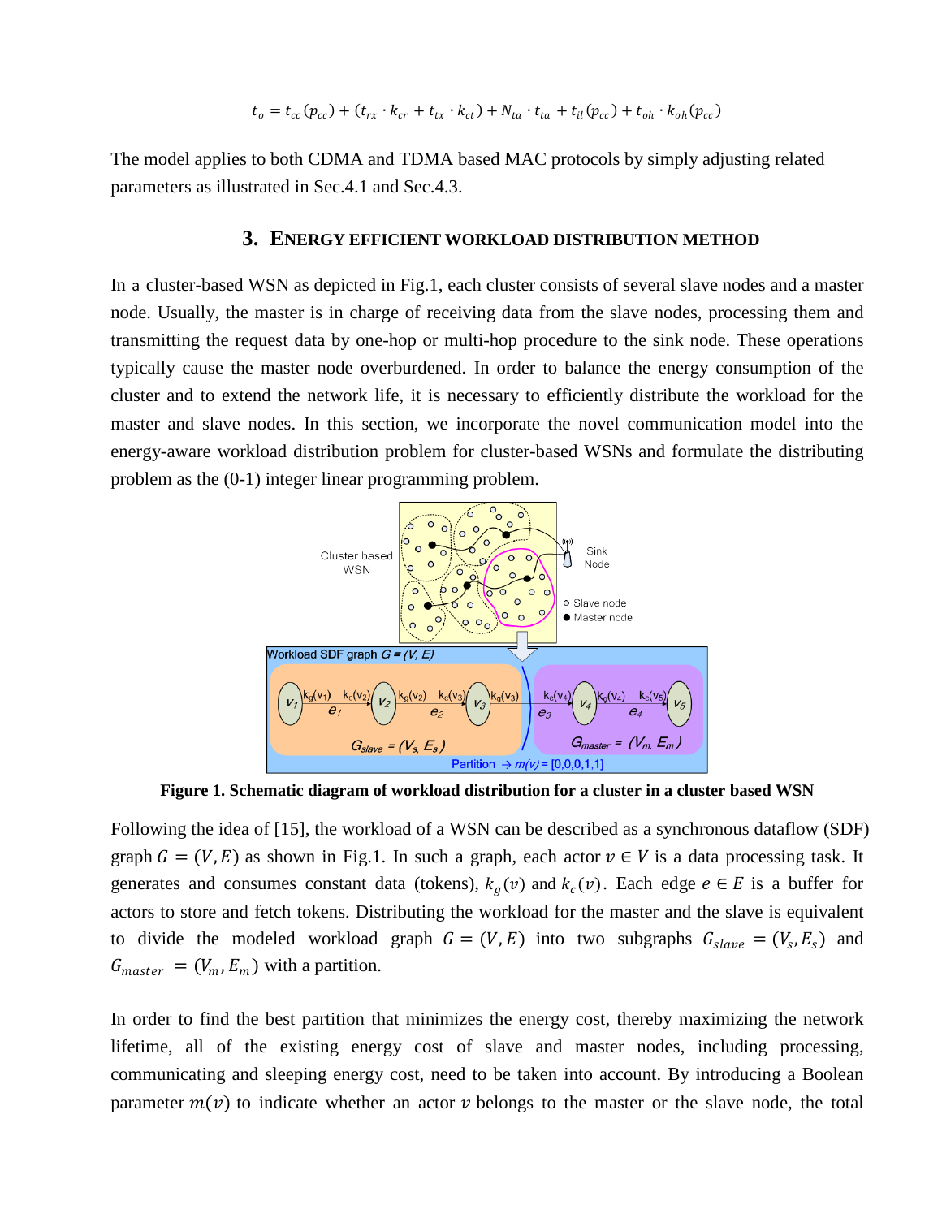$$t_o = t_{cc}(p_{cc}) + (t_{rx} \cdot k_{cr} + t_{tx} \cdot k_{ct}) + N_{ta} \cdot t_{ta} + t_{il}(p_{cc}) + t_{oh} \cdot k_{oh}(p_{cc})$$

The model applies to both CDMA and TDMA based MAC protocols by simply adjusting related parameters as illustrated in Sec.4.1 and Sec.4.3.

## 3. ENERGY EFFICIENT WORKLOAD DISTRIBUTION METHOD

In a cluster-based WSN as depicted in Fig.1, each cluster consists of several slave nodes and a master node. Usually, the master is in charge of receiving data from the slave nodes, processing them and transmitting the request data by one-hop or multi-hop procedure to the sink node. These operations typically cause the master node overburdened. In order to balance the energy consumption of the cluster and to extend the network life, it is necessary to efficiently distribute the workload for the master and slave nodes. In this section, we incorporate the novel communication model into the energy-aware workload distribution problem for cluster-based WSNs and formulate the distributing problem as the (0-1) integer linear programming problem.

**Figure 1. Schematic diagram of workload distribution for a cluster in a cluster based WSN**

Following the idea of [15], the workload of a WSN can be described as a synchronous dataflow (SDF) graph $G = (V, E)$ as shown in Fig.1. In such a graph, each actor $v \in V$ is a data processing task. It generates and consumes constant data (tokens), $k_g(v)$ and $k_c(v)$. Each edge $e \in E$ is a buffer for actors to store and fetch tokens. Distributing the workload for the master and the slave is equivalent to divide the modeled workload graph $G = (V, E)$ into two subgraphs $G_{slave} = (V_s, E_s)$ and $G_{master} = (V_m, E_m)$ with a partition.

In order to find the best partition that minimizes the energy cost, thereby maximizing the network lifetime, all of the existing energy cost of slave and master nodes, including processing, communicating and sleeping energy cost, need to be taken into account. By introducing a Boolean parameter $m(v)$ to indicate whether an actor $v$ belongs to the master or the slave node, the total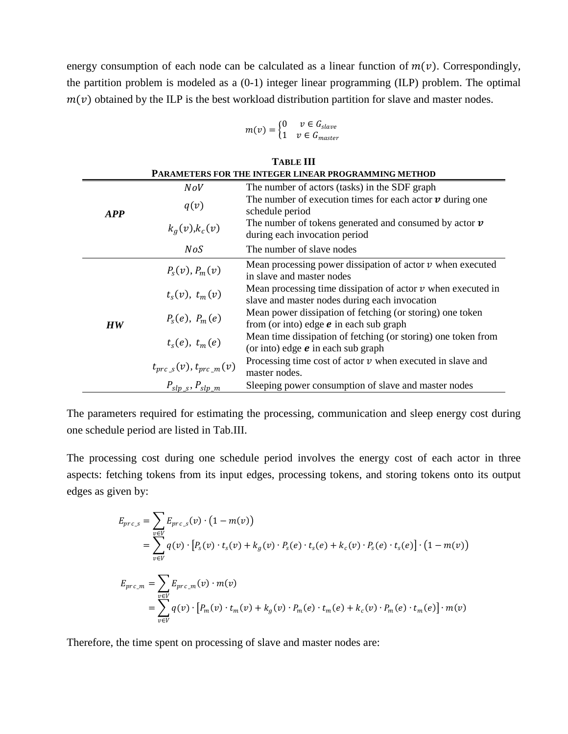energy consumption of each node can be calculated as a linear function of $m(v)$. Correspondingly, the partition problem is modeled as a (0-1) integer linear programming (ILP) problem. The optimal $m(v)$ obtained by the ILP is the best workload distribution partition for slave and master nodes.

$$m(v) = \begin{cases} 0 & v \in G_{slave} \\ 1 & v \in G_{master} \end{cases}$$

**TABLE III**
**PARAMETERS FOR THE INTEGER LINEAR PROGRAMMING METHOD**

| | | |
|---|---|---|
| ***APP*** | $NoV$ | The number of actors (tasks) in the SDF graph |
| | $q(v)$ | The number of execution times for each actor $\boldsymbol{v}$ during one schedule period |
| | $k_g(v)$,$k_c(v)$ | The number of tokens generated and consumed by actor $\boldsymbol{v}$ during each invocation period |
| | $NoS$ | The number of slave nodes |
| ***HW*** | $P_s(v),\ P_m(v)$ | Mean processing power dissipation of actor $v$ when executed in slave and master nodes |
| | $t_s(v),\ t_m(v)$ | Mean processing time dissipation of actor $v$ when executed in slave and master nodes during each invocation |
| | $P_s(e),\ P_m(e)$ | Mean power dissipation of fetching (or storing) one token from (or into) edge $\boldsymbol{e}$ in each sub graph |
| | $t_s(e),\ t_m(e)$ | Mean time dissipation of fetching (or storing) one token from (or into) edge $\boldsymbol{e}$ in each sub graph |
| | $t_{prc\_s}(v), t_{prc\_m}(v)$ | Processing time cost of actor $v$ when executed in slave and master nodes. |
| | $P_{slp\_s}, P_{slp\_m}$ | Sleeping power consumption of slave and master nodes |

The parameters required for estimating the processing, communication and sleep energy cost during one schedule period are listed in Tab.III.

The processing cost during one schedule period involves the energy cost of each actor in three aspects: fetching tokens from its input edges, processing tokens, and storing tokens onto its output edges as given by:

$$\begin{aligned} E_{prc\_s} &= \sum_{v \in V} E_{prc\_s}(v) \cdot \big(1 - m(v)\big) \\ &= \sum_{v \in V} q(v) \cdot \big[P_s(v) \cdot t_s(v) + k_g(v) \cdot P_s(e) \cdot t_s(e) + k_c(v) \cdot P_s(e) \cdot t_s(e)\big] \cdot \big(1 - m(v)\big) \end{aligned}$$

$$\begin{aligned} E_{prc\_m} &= \sum_{v \in V} E_{prc\_m}(v) \cdot m(v) \\ &= \sum_{v \in V} q(v) \cdot \big[P_m(v) \cdot t_m(v) + k_g(v) \cdot P_m(e) \cdot t_m(e) + k_c(v) \cdot P_m(e) \cdot t_m(e)\big] \cdot m(v) \end{aligned}$$

Therefore, the time spent on processing of slave and master nodes are: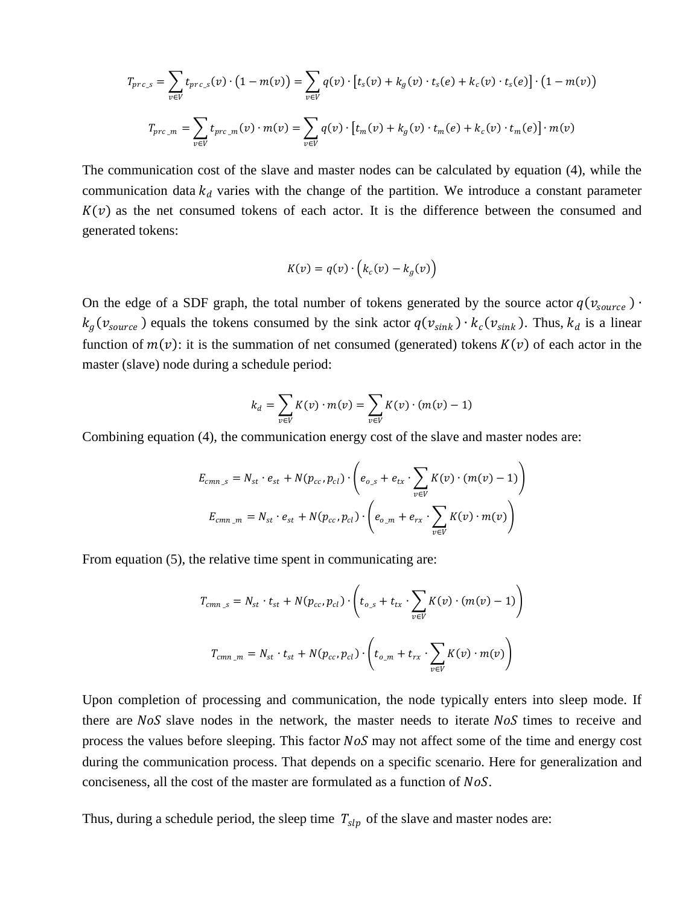$$T_{prc\_s} = \sum_{v \in V} t_{prc\_s}(v) \cdot (1 - m(v)) = \sum_{v \in V} q(v) \cdot [t_s(v) + k_g(v) \cdot t_s(e) + k_c(v) \cdot t_s(e)] \cdot (1 - m(v))$$

$$T_{prc\_m} = \sum_{v \in V} t_{prc\_m}(v) \cdot m(v) = \sum_{v \in V} q(v) \cdot [t_m(v) + k_g(v) \cdot t_m(e) + k_c(v) \cdot t_m(e)] \cdot m(v)$$

The communication cost of the slave and master nodes can be calculated by equation (4), while the communication data $k_d$ varies with the change of the partition. We introduce a constant parameter $K(v)$ as the net consumed tokens of each actor. It is the difference between the consumed and generated tokens:

$$K(v) = q(v) \cdot \left(k_c(v) - k_g(v)\right)$$

On the edge of a SDF graph, the total number of tokens generated by the source actor $q(v_{source}) \cdot k_g(v_{source})$ equals the tokens consumed by the sink actor $q(v_{sink}) \cdot k_c(v_{sink})$. Thus, $k_d$ is a linear function of $m(v)$: it is the summation of net consumed (generated) tokens $K(v)$ of each actor in the master (slave) node during a schedule period:

$$k_d = \sum_{v \in V} K(v) \cdot m(v) = \sum_{v \in V} K(v) \cdot (m(v) - 1)$$

Combining equation (4), the communication energy cost of the slave and master nodes are:

$$E_{cmn\_s} = N_{st} \cdot e_{st} + N(p_{cc}, p_{cl}) \cdot \left(e_{o\_s} + e_{tx} \cdot \sum_{v \in V} K(v) \cdot (m(v) - 1)\right)$$

$$E_{cmn\_m} = N_{st} \cdot e_{st} + N(p_{cc}, p_{cl}) \cdot \left(e_{o\_m} + e_{rx} \cdot \sum_{v \in V} K(v) \cdot m(v)\right)$$

From equation (5), the relative time spent in communicating are:

$$T_{cmn\_s} = N_{st} \cdot t_{st} + N(p_{cc}, p_{cl}) \cdot \left(t_{o\_s} + t_{tx} \cdot \sum_{v \in V} K(v) \cdot (m(v) - 1)\right)$$

$$T_{cmn\_m} = N_{st} \cdot t_{st} + N(p_{cc}, p_{cl}) \cdot \left(t_{o\_m} + t_{rx} \cdot \sum_{v \in V} K(v) \cdot m(v)\right)$$

Upon completion of processing and communication, the node typically enters into sleep mode. If there are $NoS$ slave nodes in the network, the master needs to iterate $NoS$ times to receive and process the values before sleeping. This factor $NoS$ may not affect some of the time and energy cost during the communication process. That depends on a specific scenario. Here for generalization and conciseness, all the cost of the master are formulated as a function of $NoS$.

Thus, during a schedule period, the sleep time $T_{slp}$ of the slave and master nodes are: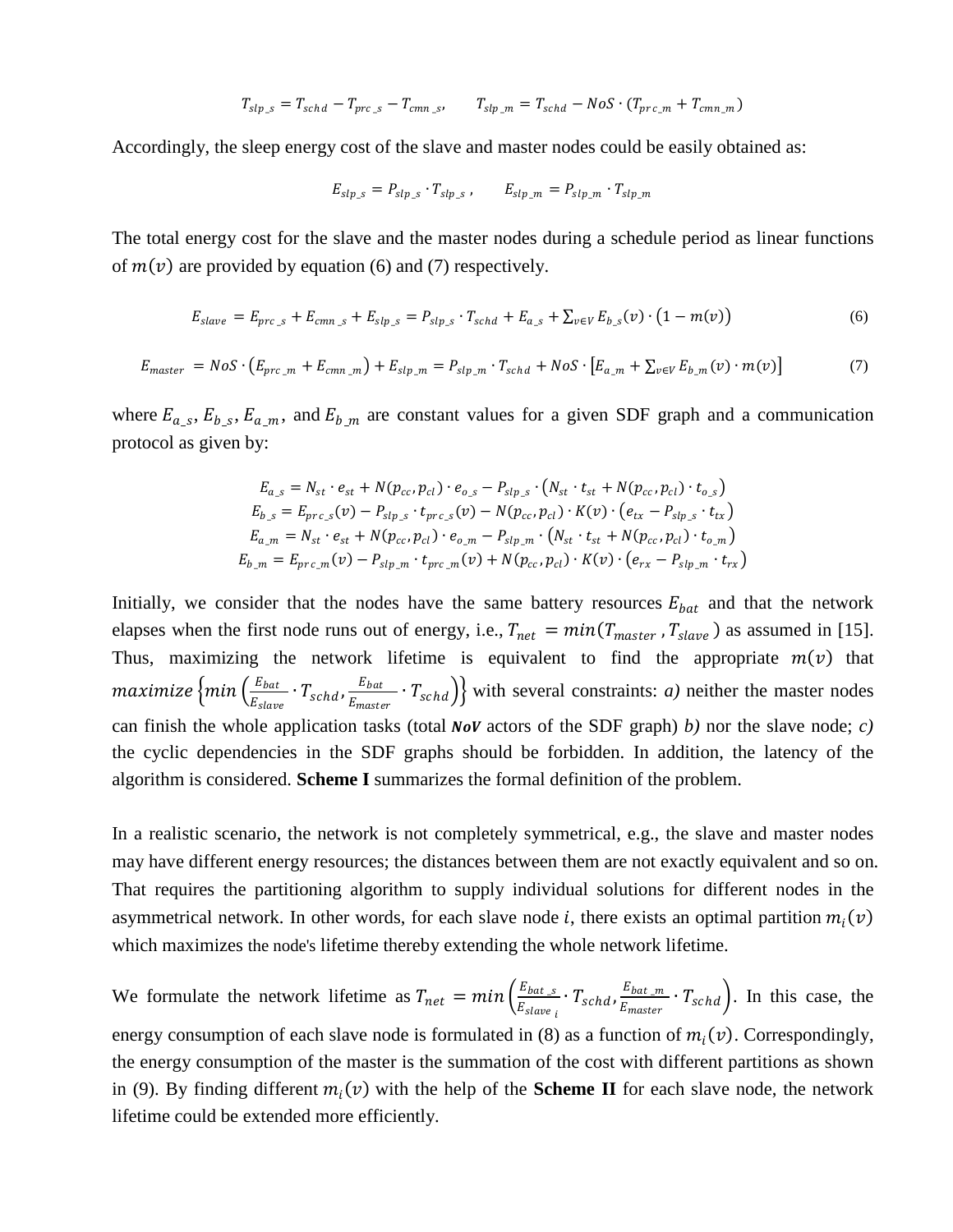$$T_{slp\_s} = T_{schd} - T_{prc\_s} - T_{cmn\_s}, \qquad T_{slp\_m} = T_{schd} - NoS \cdot (T_{prc\_m} + T_{cmn\_m})$$

Accordingly, the sleep energy cost of the slave and master nodes could be easily obtained as:

$$E_{slp\_s} = P_{slp\_s} \cdot T_{slp\_s}, \qquad E_{slp\_m} = P_{slp\_m} \cdot T_{slp\_m}$$

The total energy cost for the slave and the master nodes during a schedule period as linear functions of $m(v)$ are provided by equation (6) and (7) respectively.

$$E_{slave} = E_{prc\_s} + E_{cmn\_s} + E_{slp\_s} = P_{slp\_s} \cdot T_{schd} + E_{a\_s} + \sum_{v \in V} E_{b\_s}(v) \cdot \big(1 - m(v)\big) \tag{6}$$

$$E_{master} = NoS \cdot \big(E_{prc\_m} + E_{cmn\_m}\big) + E_{slp\_m} = P_{slp\_m} \cdot T_{schd} + NoS \cdot \big[E_{a\_m} + \sum_{v \in V} E_{b\_m}(v) \cdot m(v)\big] \tag{7}$$

where $E_{a\_s}$, $E_{b\_s}$, $E_{a\_m}$, and $E_{b\_m}$ are constant values for a given SDF graph and a communication protocol as given by:

$$\begin{gathered}
E_{a\_s} = N_{st} \cdot e_{st} + N(p_{cc}, p_{cl}) \cdot e_{o\_s} - P_{slp\_s} \cdot \big(N_{st} \cdot t_{st} + N(p_{cc}, p_{cl}) \cdot t_{o\_s}\big) \\
E_{b\_s} = E_{prc\_s}(v) - P_{slp\_s} \cdot t_{prc\_s}(v) - N(p_{cc}, p_{cl}) \cdot K(v) \cdot \big(e_{tx} - P_{slp\_s} \cdot t_{tx}\big) \\
E_{a\_m} = N_{st} \cdot e_{st} + N(p_{cc}, p_{cl}) \cdot e_{o\_m} - P_{slp\_m} \cdot \big(N_{st} \cdot t_{st} + N(p_{cc}, p_{cl}) \cdot t_{o\_m}\big) \\
E_{b\_m} = E_{prc\_m}(v) - P_{slp\_m} \cdot t_{prc\_m}(v) + N(p_{cc}, p_{cl}) \cdot K(v) \cdot \big(e_{rx} - P_{slp\_m} \cdot t_{rx}\big)
\end{gathered}$$

Initially, we consider that the nodes have the same battery resources $E_{bat}$ and that the network elapses when the first node runs out of energy, i.e., $T_{net} = min(T_{master}, T_{slave})$ as assumed in [15]. Thus, maximizing the network lifetime is equivalent to find the appropriate $m(v)$ that $maximize\left\{min\left(\frac{E_{bat}}{E_{slave}} \cdot T_{schd}, \frac{E_{bat}}{E_{master}} \cdot T_{schd}\right)\right\}$ with several constraints: *a)* neither the master nodes can finish the whole application tasks (total ***NoV*** actors of the SDF graph) *b)* nor the slave node; *c)* the cyclic dependencies in the SDF graphs should be forbidden. In addition, the latency of the algorithm is considered. **Scheme I** summarizes the formal definition of the problem.

In a realistic scenario, the network is not completely symmetrical, e.g., the slave and master nodes may have different energy resources; the distances between them are not exactly equivalent and so on. That requires the partitioning algorithm to supply individual solutions for different nodes in the asymmetrical network. In other words, for each slave node $i$, there exists an optimal partition $m_i(v)$ which maximizes the node's lifetime thereby extending the whole network lifetime.

We formulate the network lifetime as $T_{net} = min\left(\frac{E_{bat\_s}}{E_{slave_i}} \cdot T_{schd}, \frac{E_{bat\_m}}{E_{master}} \cdot T_{schd}\right)$. In this case, the energy consumption of each slave node is formulated in (8) as a function of $m_i(v)$. Correspondingly, the energy consumption of the master is the summation of the cost with different partitions as shown in (9). By finding different $m_i(v)$ with the help of the **Scheme II** for each slave node, the network lifetime could be extended more efficiently.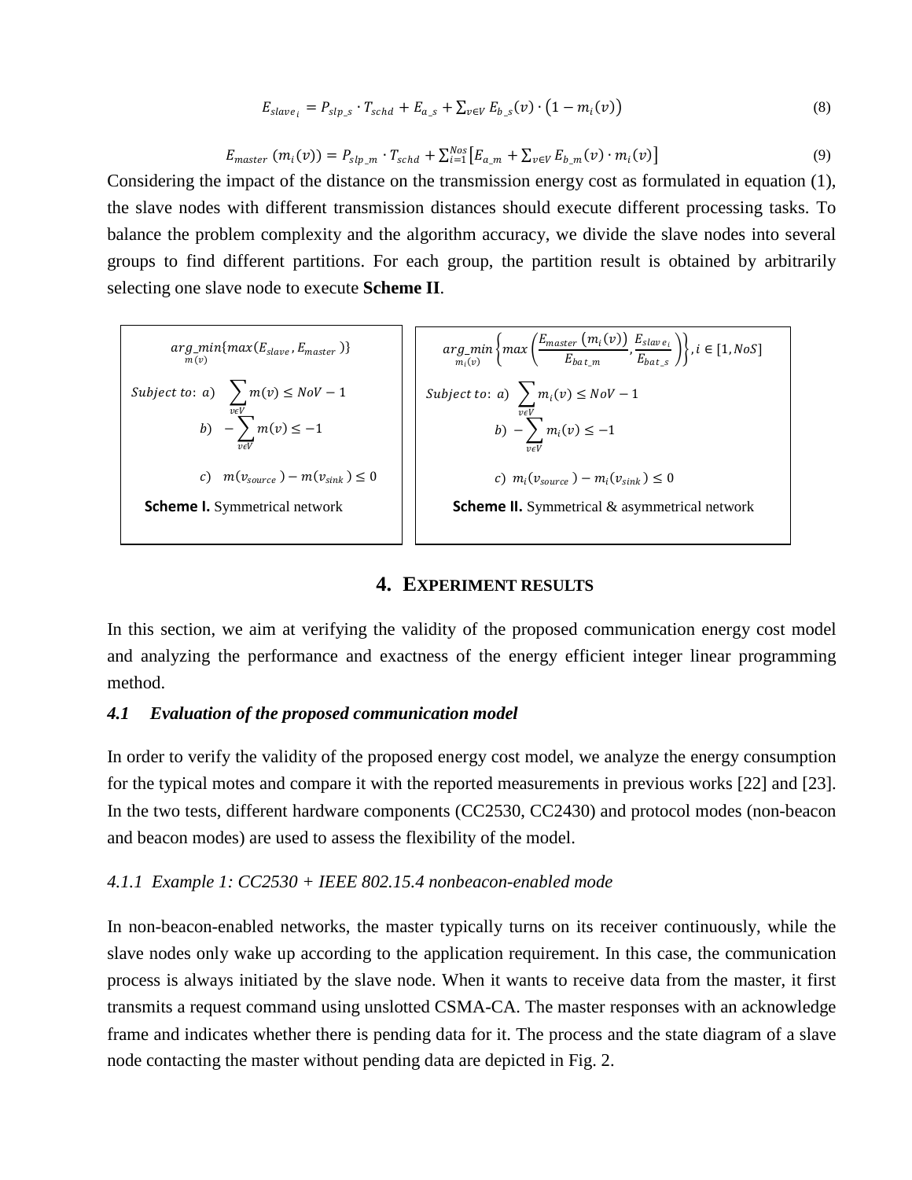$$E_{slave_i} = P_{slp\_s} \cdot T_{schd} + E_{a\_s} + \sum_{v \in V} E_{b\_s}(v) \cdot \left(1 - m_i(v)\right) \tag{8}$$

$$E_{master}\left(m_i(v)\right) = P_{slp\_m} \cdot T_{schd} + \sum_{i=1}^{Nos} \left[E_{a\_m} + \sum_{v \in V} E_{b\_m}(v) \cdot m_i(v)\right] \tag{9}$$

Considering the impact of the distance on the transmission energy cost as formulated in equation (1), the slave nodes with different transmission distances should execute different processing tasks. To balance the problem complexity and the algorithm accuracy, we divide the slave nodes into several groups to find different partitions. For each group, the partition result is obtained by arbitrarily selecting one slave node to execute **Scheme II**.

$$\underset{m(v)}{arg\_min}\{max(E_{slave}, E_{master})\}$$

$$Subject\ to:\ a)\ \sum_{v \epsilon V} m(v) \le NoV - 1$$

$$b)\ -\sum_{v \epsilon V} m(v) \le -1$$

$$c)\ m(v_{source}) - m(v_{sink}) \le 0$$

**Scheme I.** Symmetrical network

$$\underset{m_i(v)}{arg\_min}\left\{max\left(\frac{E_{master}\left(m_i(v)\right)}{E_{bat\_m}}, \frac{E_{slave_i}}{E_{bat\_s}}\right)\right\}, i \in [1, NoS]$$

$$Subject\ to:\ a)\ \sum_{v \epsilon V} m_i(v) \le NoV - 1$$

$$b)\ -\sum_{v \epsilon V} m_i(v) \le -1$$

$$c)\ m_i(v_{source}) - m_i(v_{sink}) \le 0$$

**Scheme II.** Symmetrical & asymmetrical network

## 4. EXPERIMENT RESULTS

In this section, we aim at verifying the validity of the proposed communication energy cost model and analyzing the performance and exactness of the energy efficient integer linear programming method.

### *4.1 Evaluation of the proposed communication model*

In order to verify the validity of the proposed energy cost model, we analyze the energy consumption for the typical motes and compare it with the reported measurements in previous works [22] and [23]. In the two tests, different hardware components (CC2530, CC2430) and protocol modes (non-beacon and beacon modes) are used to assess the flexibility of the model.

#### *4.1.1 Example 1: CC2530 + IEEE 802.15.4 nonbeacon-enabled mode*

In non-beacon-enabled networks, the master typically turns on its receiver continuously, while the slave nodes only wake up according to the application requirement. In this case, the communication process is always initiated by the slave node. When it wants to receive data from the master, it first transmits a request command using unslotted CSMA-CA. The master responses with an acknowledge frame and indicates whether there is pending data for it. The process and the state diagram of a slave node contacting the master without pending data are depicted in Fig. 2.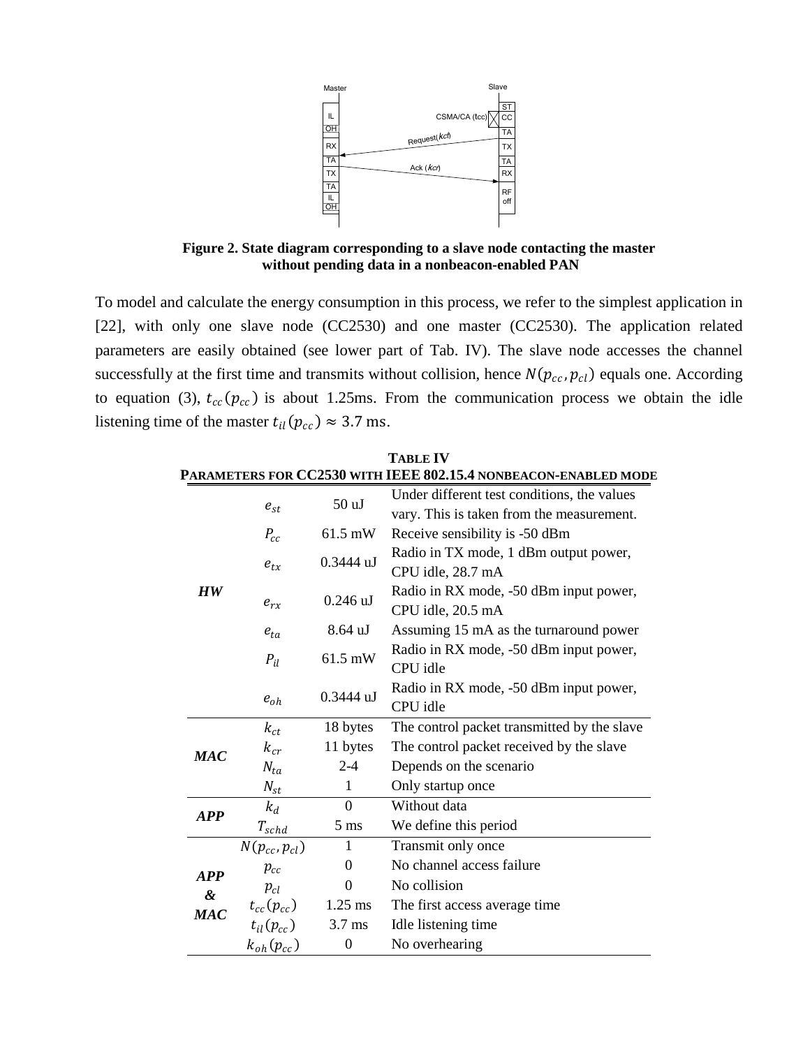**Figure 2. State diagram corresponding to a slave node contacting the master without pending data in a nonbeacon-enabled PAN**

To model and calculate the energy consumption in this process, we refer to the simplest application in [22], with only one slave node (CC2530) and one master (CC2530). The application related parameters are easily obtained (see lower part of Tab. IV). The slave node accesses the channel successfully at the first time and transmits without collision, hence $N(p_{cc}, p_{cl})$ equals one. According to equation (3), $t_{cc}(p_{cc})$ is about 1.25ms. From the communication process we obtain the idle listening time of the master $t_{il}(p_{cc}) \approx 3.7$ ms.

**TABLE IV**
**PARAMETERS FOR CC2530 WITH IEEE 802.15.4 NONBEACON-ENABLED MODE**

| | | | |
|---|---|---|---|
| ***HW*** | $e_{st}$ | 50 uJ | Under different test conditions, the values vary. This is taken from the measurement. |
| | $P_{cc}$ | 61.5 mW | Receive sensibility is -50 dBm |
| | $e_{tx}$ | 0.3444 uJ | Radio in TX mode, 1 dBm output power, CPU idle, 28.7 mA |
| | $e_{rx}$ | 0.246 uJ | Radio in RX mode, -50 dBm input power, CPU idle, 20.5 mA |
| | $e_{ta}$ | 8.64 uJ | Assuming 15 mA as the turnaround power |
| | $P_{il}$ | 61.5 mW | Radio in RX mode, -50 dBm input power, CPU idle |
| | $e_{oh}$ | 0.3444 uJ | Radio in RX mode, -50 dBm input power, CPU idle |
| ***MAC*** | $k_{ct}$ | 18 bytes | The control packet transmitted by the slave |
| | $k_{cr}$ | 11 bytes | The control packet received by the slave |
| | $N_{ta}$ | 2-4 | Depends on the scenario |
| | $N_{st}$ | 1 | Only startup once |
| ***APP*** | $k_d$ | 0 | Without data |
| | $T_{schd}$ | 5 ms | We define this period |
| ***APP & MAC*** | $N(p_{cc}, p_{cl})$ | 1 | Transmit only once |
| | $p_{cc}$ | 0 | No channel access failure |
| | $p_{cl}$ | 0 | No collision |
| | $t_{cc}(p_{cc})$ | 1.25 ms | The first access average time |
| | $t_{il}(p_{cc})$ | 3.7 ms | Idle listening time |
| | $k_{oh}(p_{cc})$ | 0 | No overhearing |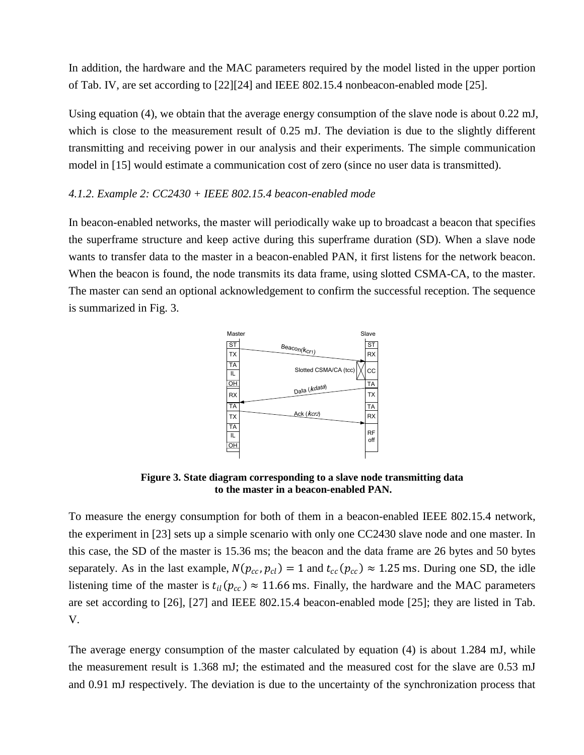In addition, the hardware and the MAC parameters required by the model listed in the upper portion of Tab. IV, are set according to [22][24] and IEEE 802.15.4 nonbeacon-enabled mode [25].

Using equation (4), we obtain that the average energy consumption of the slave node is about 0.22 mJ, which is close to the measurement result of 0.25 mJ. The deviation is due to the slightly different transmitting and receiving power in our analysis and their experiments. The simple communication model in [15] would estimate a communication cost of zero (since no user data is transmitted).

*4.1.2. Example 2: CC2430 + IEEE 802.15.4 beacon-enabled mode*

In beacon-enabled networks, the master will periodically wake up to broadcast a beacon that specifies the superframe structure and keep active during this superframe duration (SD). When a slave node wants to transfer data to the master in a beacon-enabled PAN, it first listens for the network beacon. When the beacon is found, the node transmits its data frame, using slotted CSMA-CA, to the master. The master can send an optional acknowledgement to confirm the successful reception. The sequence is summarized in Fig. 3.

**Figure 3. State diagram corresponding to a slave node transmitting data to the master in a beacon-enabled PAN.**

To measure the energy consumption for both of them in a beacon-enabled IEEE 802.15.4 network, the experiment in [23] sets up a simple scenario with only one CC2430 slave node and one master. In this case, the SD of the master is 15.36 ms; the beacon and the data frame are 26 bytes and 50 bytes separately. As in the last example, $N(p_{cc}, p_{cl}) = 1$ and $t_{cc}(p_{cc}) \approx 1.25$ ms. During one SD, the idle listening time of the master is $t_{il}(p_{cc}) \approx 11.66$ ms. Finally, the hardware and the MAC parameters are set according to [26], [27] and IEEE 802.15.4 beacon-enabled mode [25]; they are listed in Tab. V.

The average energy consumption of the master calculated by equation (4) is about 1.284 mJ, while the measurement result is 1.368 mJ; the estimated and the measured cost for the slave are 0.53 mJ and 0.91 mJ respectively. The deviation is due to the uncertainty of the synchronization process that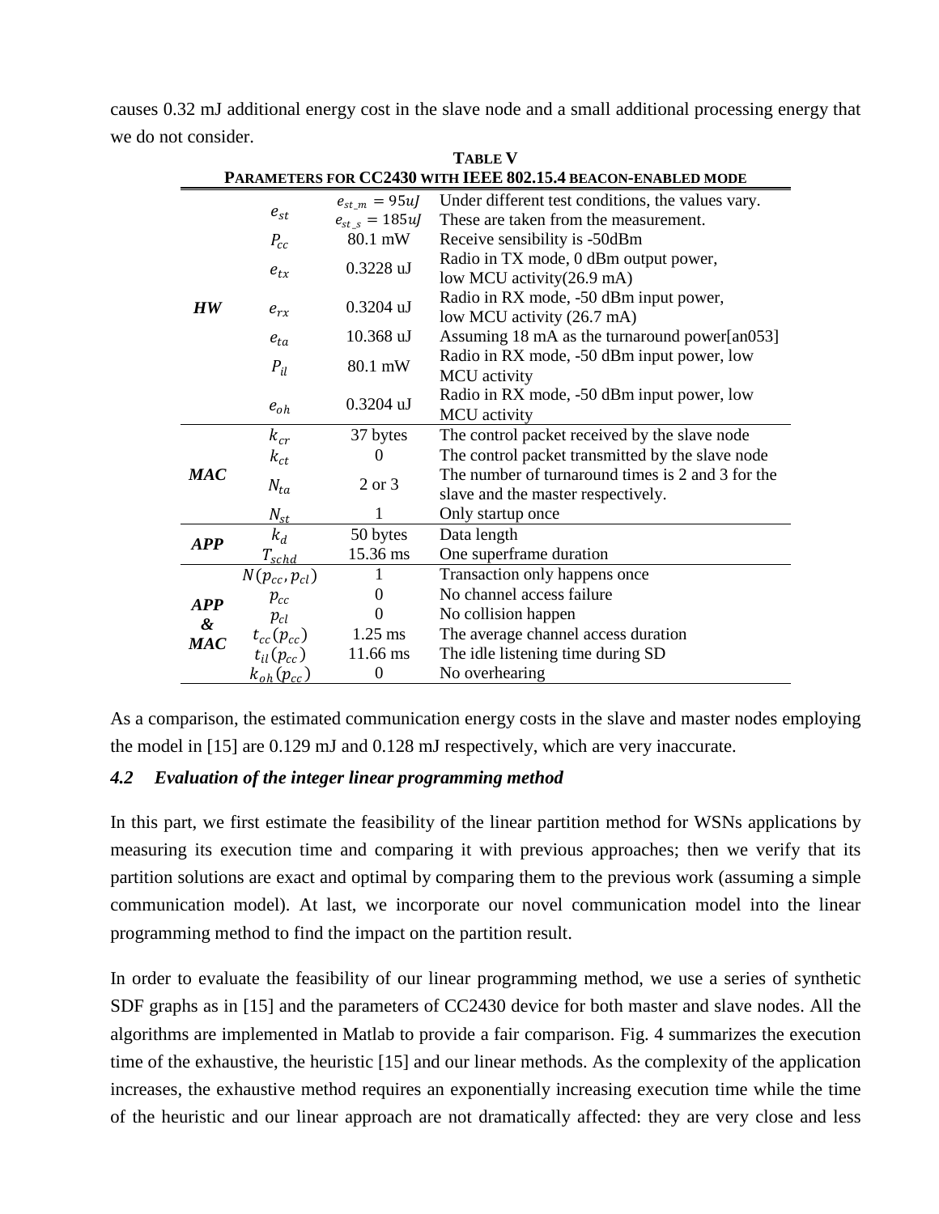causes 0.32 mJ additional energy cost in the slave node and a small additional processing energy that we do not consider.

**TABLE V**
**PARAMETERS FOR CC2430 WITH IEEE 802.15.4 BEACON-ENABLED MODE**

| | | | |
|---|---|---|---|
| ***HW*** | $e_{st}$ | $e_{st\_m} = 95uJ$<br>$e_{st\_s} = 185uJ$ | Under different test conditions, the values vary. These are taken from the measurement. |
| | $P_{cc}$ | 80.1 mW | Receive sensibility is -50dBm |
| | $e_{tx}$ | 0.3228 uJ | Radio in TX mode, 0 dBm output power, low MCU activity(26.9 mA) |
| | $e_{rx}$ | 0.3204 uJ | Radio in RX mode, -50 dBm input power, low MCU activity (26.7 mA) |
| | $e_{ta}$ | 10.368 uJ | Assuming 18 mA as the turnaround power[an053] |
| | $P_{il}$ | 80.1 mW | Radio in RX mode, -50 dBm input power, low MCU activity |
| | $e_{oh}$ | 0.3204 uJ | Radio in RX mode, -50 dBm input power, low MCU activity |
| ***MAC*** | $k_{cr}$ | 37 bytes | The control packet received by the slave node |
| | $k_{ct}$ | 0 | The control packet transmitted by the slave node |
| | $N_{ta}$ | 2 or 3 | The number of turnaround times is 2 and 3 for the slave and the master respectively. |
| | $N_{st}$ | 1 | Only startup once |
| ***APP*** | $k_d$ | 50 bytes | Data length |
| | $T_{schd}$ | 15.36 ms | One superframe duration |
| ***APP & MAC*** | $N(p_{cc}, p_{cl})$ | 1 | Transaction only happens once |
| | $p_{cc}$ | 0 | No channel access failure |
| | $p_{cl}$ | 0 | No collision happen |
| | $t_{cc}(p_{cc})$ | 1.25 ms | The average channel access duration |
| | $t_{il}(p_{cc})$ | 11.66 ms | The idle listening time during SD |
| | $k_{oh}(p_{cc})$ | 0 | No overhearing |

As a comparison, the estimated communication energy costs in the slave and master nodes employing the model in [15] are 0.129 mJ and 0.128 mJ respectively, which are very inaccurate.

### *4.2 Evaluation of the integer linear programming method*

In this part, we first estimate the feasibility of the linear partition method for WSNs applications by measuring its execution time and comparing it with previous approaches; then we verify that its partition solutions are exact and optimal by comparing them to the previous work (assuming a simple communication model). At last, we incorporate our novel communication model into the linear programming method to find the impact on the partition result.

In order to evaluate the feasibility of our linear programming method, we use a series of synthetic SDF graphs as in [15] and the parameters of CC2430 device for both master and slave nodes. All the algorithms are implemented in Matlab to provide a fair comparison. Fig. 4 summarizes the execution time of the exhaustive, the heuristic [15] and our linear methods. As the complexity of the application increases, the exhaustive method requires an exponentially increasing execution time while the time of the heuristic and our linear approach are not dramatically affected: they are very close and less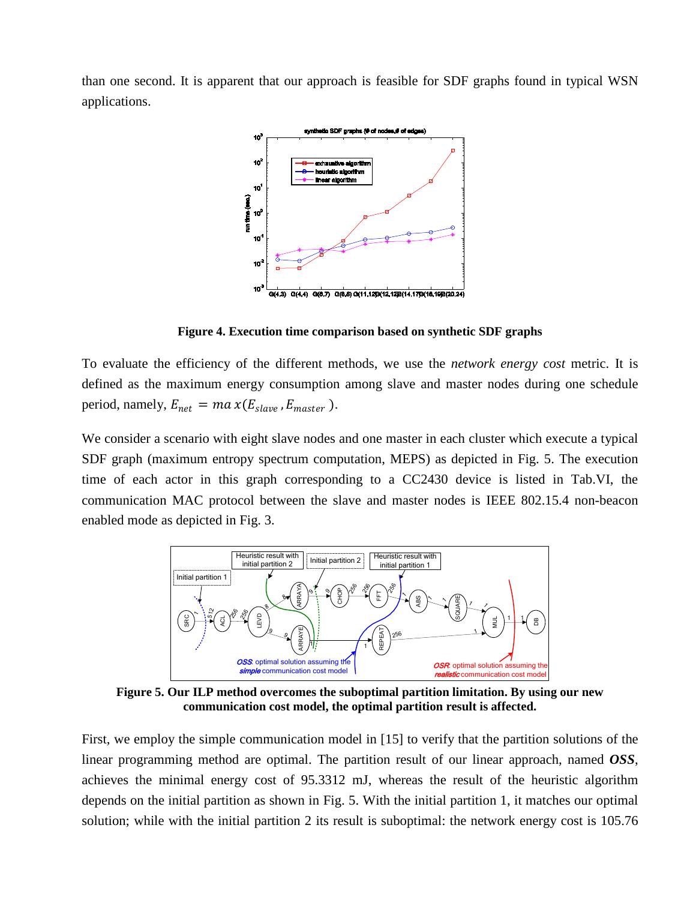than one second. It is apparent that our approach is feasible for SDF graphs found in typical WSN applications.

**Figure 4. Execution time comparison based on synthetic SDF graphs**

To evaluate the efficiency of the different methods, we use the *network energy cost* metric. It is defined as the maximum energy consumption among slave and master nodes during one schedule period, namely, $E_{net} = max(E_{slave}, E_{master})$.

We consider a scenario with eight slave nodes and one master in each cluster which execute a typical SDF graph (maximum entropy spectrum computation, MEPS) as depicted in Fig. 5. The execution time of each actor in this graph corresponding to a CC2430 device is listed in Tab.VI, the communication MAC protocol between the slave and master nodes is IEEE 802.15.4 non-beacon enabled mode as depicted in Fig. 3.

**Figure 5. Our ILP method overcomes the suboptimal partition limitation. By using our new communication cost model, the optimal partition result is affected.**

First, we employ the simple communication model in [15] to verify that the partition solutions of the linear programming method are optimal. The partition result of our linear approach, named ***OSS***, achieves the minimal energy cost of 95.3312 mJ, whereas the result of the heuristic algorithm depends on the initial partition as shown in Fig. 5. With the initial partition 1, it matches our optimal solution; while with the initial partition 2 its result is suboptimal: the network energy cost is 105.76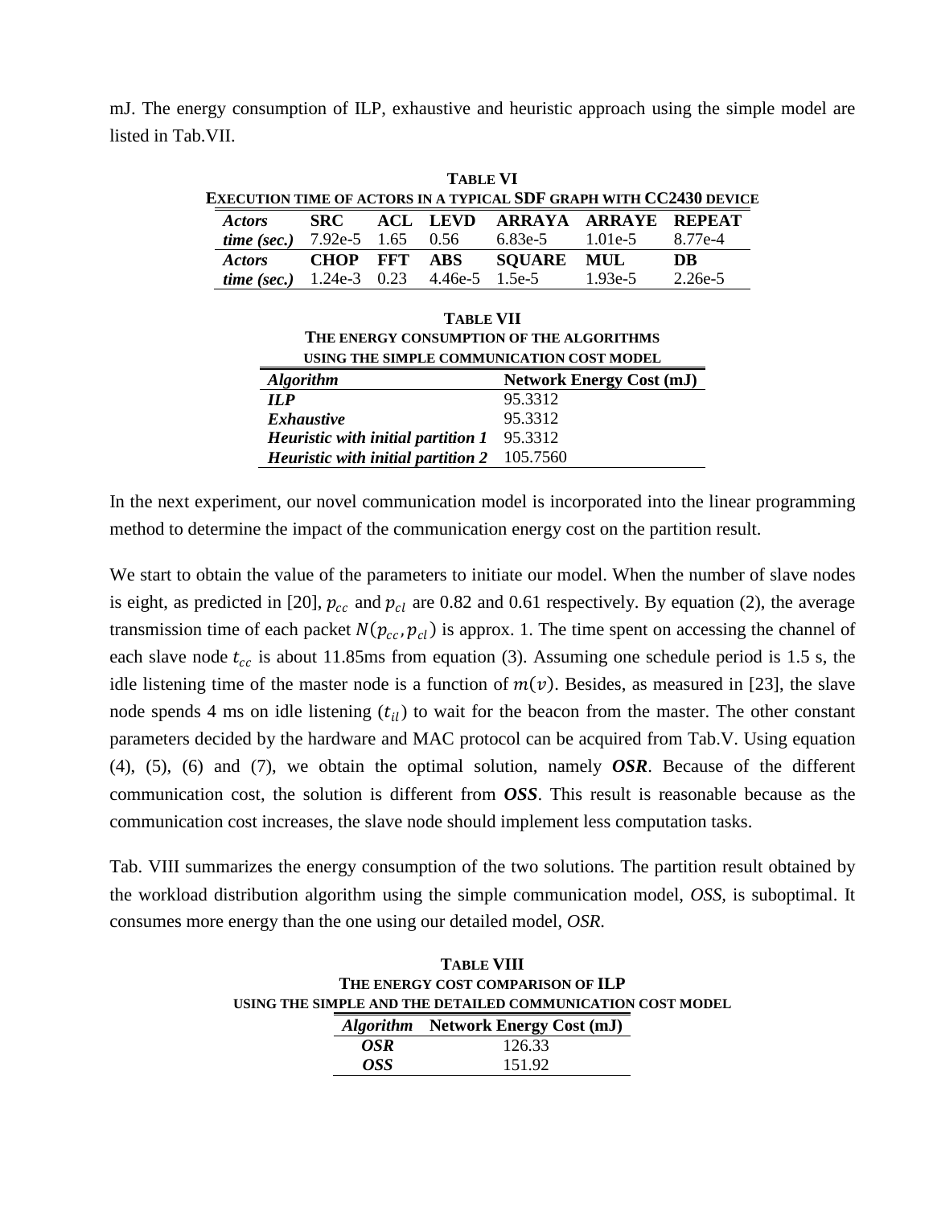mJ. The energy consumption of ILP, exhaustive and heuristic approach using the simple model are listed in Tab.VII.

**TABLE VI**
**EXECUTION TIME OF ACTORS IN A TYPICAL SDF GRAPH WITH CC2430 DEVICE**

| *Actors* | **SRC** | **ACL** | **LEVD** | **ARRAYA** | **ARRAYE** | **REPEAT** |
|---|---|---|---|---|---|---|
| *time (sec.)* | 7.92e-5 | 1.65 | 0.56 | 6.83e-5 | 1.01e-5 | 8.77e-4 |
| *Actors* | **CHOP** | **FFT** | **ABS** | **SQUARE** | **MUL** | **DB** |
| *time (sec.)* | 1.24e-3 | 0.23 | 4.46e-5 | 1.5e-5 | 1.93e-5 | 2.26e-5 |

**TABLE VII**
**THE ENERGY CONSUMPTION OF THE ALGORITHMS USING THE SIMPLE COMMUNICATION COST MODEL**

| *Algorithm* | **Network Energy Cost (mJ)** |
|---|---|
| ***ILP*** | 95.3312 |
| ***Exhaustive*** | 95.3312 |
| ***Heuristic with initial partition 1*** | 95.3312 |
| ***Heuristic with initial partition 2*** | 105.7560 |

In the next experiment, our novel communication model is incorporated into the linear programming method to determine the impact of the communication energy cost on the partition result.

We start to obtain the value of the parameters to initiate our model. When the number of slave nodes is eight, as predicted in [20], $p_{cc}$ and $p_{cl}$ are 0.82 and 0.61 respectively. By equation (2), the average transmission time of each packet $N(p_{cc}, p_{cl})$ is approx. 1. The time spent on accessing the channel of each slave node $t_{cc}$ is about 11.85ms from equation (3). Assuming one schedule period is 1.5 s, the idle listening time of the master node is a function of $m(v)$. Besides, as measured in [23], the slave node spends 4 ms on idle listening ($t_{il}$) to wait for the beacon from the master. The other constant parameters decided by the hardware and MAC protocol can be acquired from Tab.V. Using equation (4), (5), (6) and (7), we obtain the optimal solution, namely ***OSR***. Because of the different communication cost, the solution is different from ***OSS***. This result is reasonable because as the communication cost increases, the slave node should implement less computation tasks.

Tab. VIII summarizes the energy consumption of the two solutions. The partition result obtained by the workload distribution algorithm using the simple communication model, *OSS*, is suboptimal. It consumes more energy than the one using our detailed model, *OSR*.

**TABLE VIII**
**THE ENERGY COST COMPARISON OF ILP USING THE SIMPLE AND THE DETAILED COMMUNICATION COST MODEL**

| *Algorithm* | **Network Energy Cost (mJ)** |
|---|---|
| ***OSR*** | 126.33 |
| ***OSS*** | 151.92 |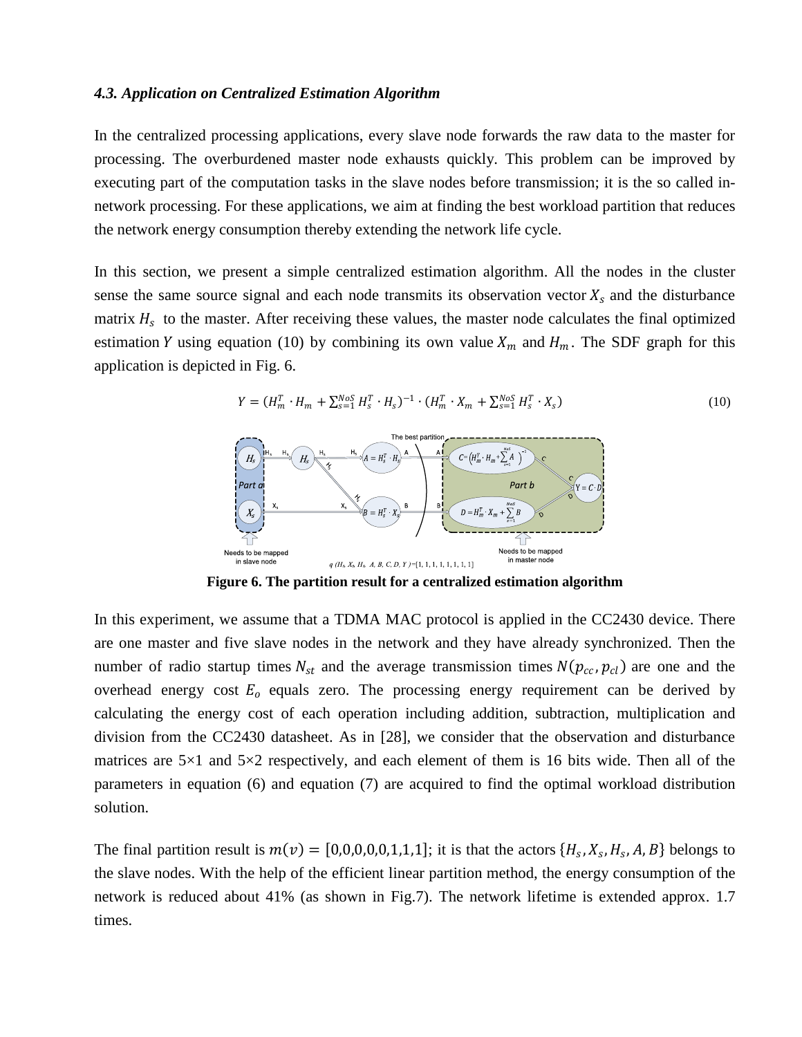### *4.3. Application on Centralized Estimation Algorithm*

In the centralized processing applications, every slave node forwards the raw data to the master for processing. The overburdened master node exhausts quickly. This problem can be improved by executing part of the computation tasks in the slave nodes before transmission; it is the so called in-network processing. For these applications, we aim at finding the best workload partition that reduces the network energy consumption thereby extending the network life cycle.

In this section, we present a simple centralized estimation algorithm. All the nodes in the cluster sense the same source signal and each node transmits its observation vector $X_s$ and the disturbance matrix $H_s$ to the master. After receiving these values, the master node calculates the final optimized estimation $Y$ using equation (10) by combining its own value $X_m$ and $H_m$. The SDF graph for this application is depicted in Fig. 6.

$$Y = (H_m^T \cdot H_m + \sum_{s=1}^{NoS} H_s^T \cdot H_s)^{-1} \cdot (H_m^T \cdot X_m + \sum_{s=1}^{NoS} H_s^T \cdot X_s) \tag{10}$$

**Figure 6. The partition result for a centralized estimation algorithm**

In this experiment, we assume that a TDMA MAC protocol is applied in the CC2430 device. There are one master and five slave nodes in the network and they have already synchronized. Then the number of radio startup times $N_{st}$ and the average transmission times $N(p_{cc}, p_{cl})$ are one and the overhead energy cost $E_o$ equals zero. The processing energy requirement can be derived by calculating the energy cost of each operation including addition, subtraction, multiplication and division from the CC2430 datasheet. As in [28], we consider that the observation and disturbance matrices are 5×1 and 5×2 respectively, and each element of them is 16 bits wide. Then all of the parameters in equation (6) and equation (7) are acquired to find the optimal workload distribution solution.

The final partition result is $m(v) = [0,0,0,0,0,1,1,1]$; it is that the actors $\{H_s, X_s, H_s, A, B\}$ belongs to the slave nodes. With the help of the efficient linear partition method, the energy consumption of the network is reduced about 41% (as shown in Fig.7). The network lifetime is extended approx. 1.7 times.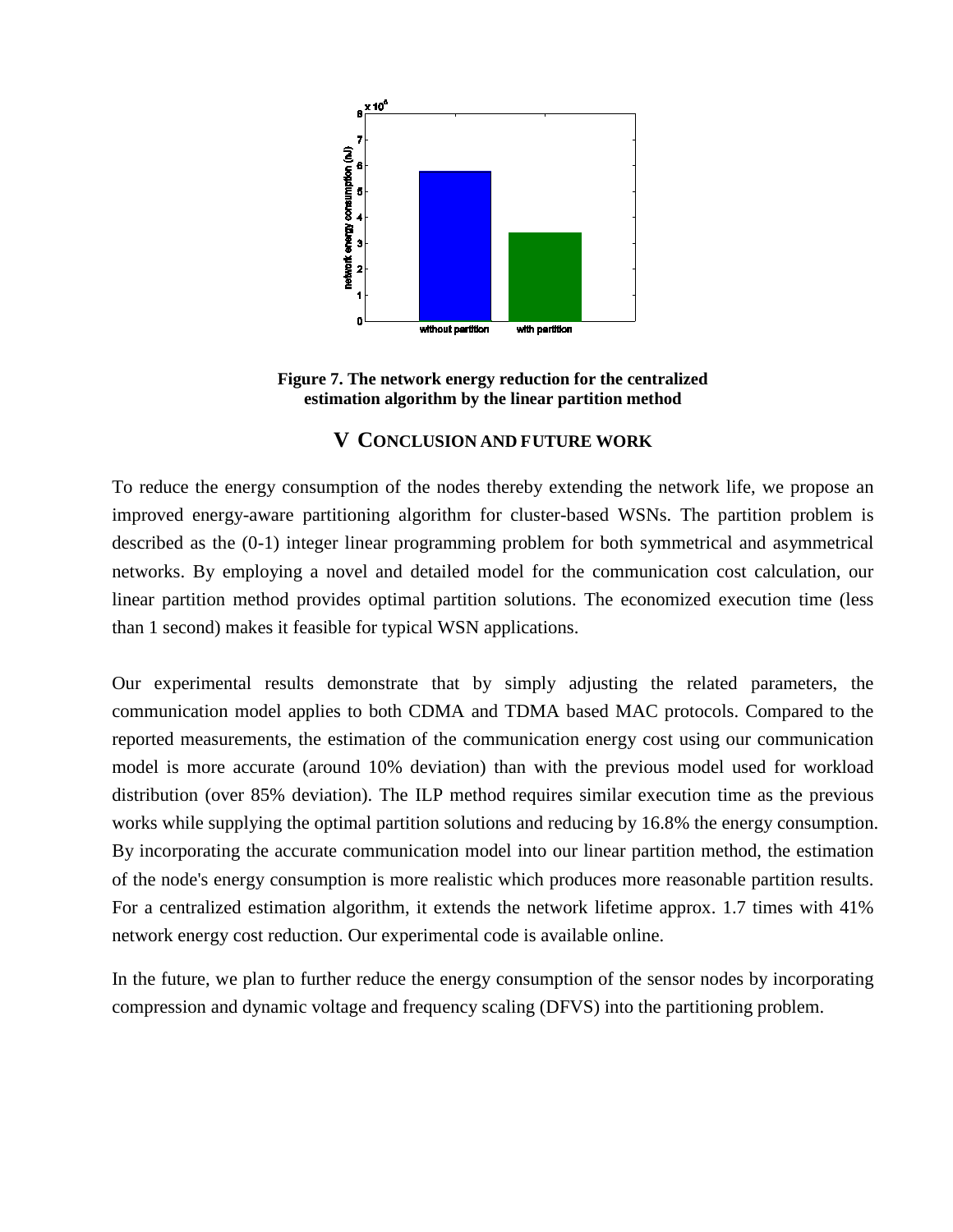**Figure 7. The network energy reduction for the centralized estimation algorithm by the linear partition method**

## V CONCLUSION AND FUTURE WORK

To reduce the energy consumption of the nodes thereby extending the network life, we propose an improved energy-aware partitioning algorithm for cluster-based WSNs. The partition problem is described as the (0-1) integer linear programming problem for both symmetrical and asymmetrical networks. By employing a novel and detailed model for the communication cost calculation, our linear partition method provides optimal partition solutions. The economized execution time (less than 1 second) makes it feasible for typical WSN applications.

Our experimental results demonstrate that by simply adjusting the related parameters, the communication model applies to both CDMA and TDMA based MAC protocols. Compared to the reported measurements, the estimation of the communication energy cost using our communication model is more accurate (around 10% deviation) than with the previous model used for workload distribution (over 85% deviation). The ILP method requires similar execution time as the previous works while supplying the optimal partition solutions and reducing by 16.8% the energy consumption. By incorporating the accurate communication model into our linear partition method, the estimation of the node's energy consumption is more realistic which produces more reasonable partition results. For a centralized estimation algorithm, it extends the network lifetime approx. 1.7 times with 41% network energy cost reduction. Our experimental code is available online.

In the future, we plan to further reduce the energy consumption of the sensor nodes by incorporating compression and dynamic voltage and frequency scaling (DFVS) into the partitioning problem.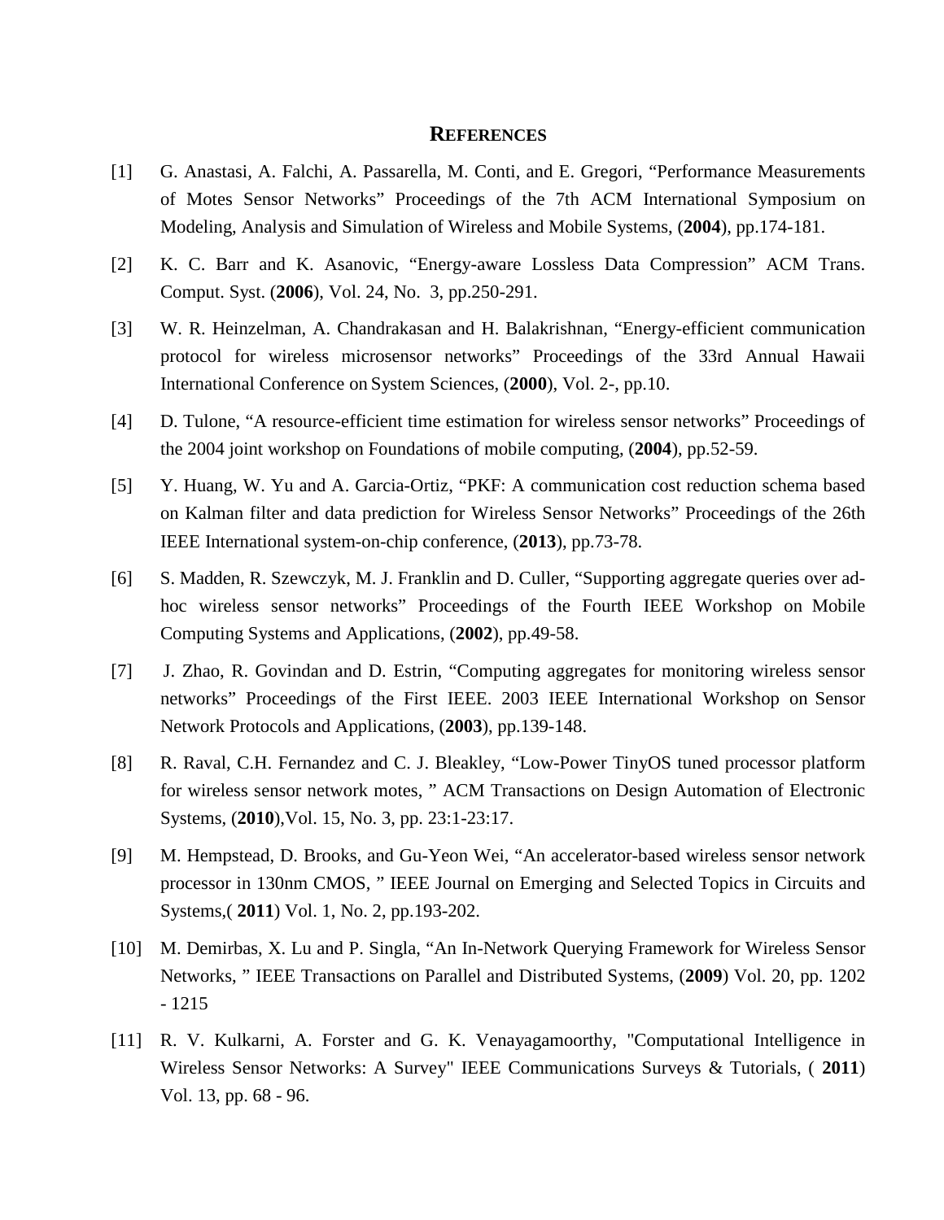## REFERENCES

[1] G. Anastasi, A. Falchi, A. Passarella, M. Conti, and E. Gregori, "Performance Measurements of Motes Sensor Networks" Proceedings of the 7th ACM International Symposium on Modeling, Analysis and Simulation of Wireless and Mobile Systems, (**2004**), pp.174-181.

[2] K. C. Barr and K. Asanovic, "Energy-aware Lossless Data Compression" ACM Trans. Comput. Syst. (**2006**), Vol. 24, No. 3, pp.250-291.

[3] W. R. Heinzelman, A. Chandrakasan and H. Balakrishnan, "Energy-efficient communication protocol for wireless microsensor networks" Proceedings of the 33rd Annual Hawaii International Conference on System Sciences, (**2000**), Vol. 2-, pp.10.

[4] D. Tulone, "A resource-efficient time estimation for wireless sensor networks" Proceedings of the 2004 joint workshop on Foundations of mobile computing, (**2004**), pp.52-59.

[5] Y. Huang, W. Yu and A. Garcia-Ortiz, "PKF: A communication cost reduction schema based on Kalman filter and data prediction for Wireless Sensor Networks" Proceedings of the 26th IEEE International system-on-chip conference, (**2013**), pp.73-78.

[6] S. Madden, R. Szewczyk, M. J. Franklin and D. Culler, "Supporting aggregate queries over ad-hoc wireless sensor networks" Proceedings of the Fourth IEEE Workshop on Mobile Computing Systems and Applications, (**2002**), pp.49-58.

[7] J. Zhao, R. Govindan and D. Estrin, "Computing aggregates for monitoring wireless sensor networks" Proceedings of the First IEEE. 2003 IEEE International Workshop on Sensor Network Protocols and Applications, (**2003**), pp.139-148.

[8] R. Raval, C.H. Fernandez and C. J. Bleakley, "Low-Power TinyOS tuned processor platform for wireless sensor network motes, " ACM Transactions on Design Automation of Electronic Systems, (**2010**),Vol. 15, No. 3, pp. 23:1-23:17.

[9] M. Hempstead, D. Brooks, and Gu-Yeon Wei, "An accelerator-based wireless sensor network processor in 130nm CMOS, " IEEE Journal on Emerging and Selected Topics in Circuits and Systems,( **2011**) Vol. 1, No. 2, pp.193-202.

[10] M. Demirbas, X. Lu and P. Singla, "An In-Network Querying Framework for Wireless Sensor Networks, " IEEE Transactions on Parallel and Distributed Systems, (**2009**) Vol. 20, pp. 1202 - 1215

[11] R. V. Kulkarni, A. Forster and G. K. Venayagamoorthy, "Computational Intelligence in Wireless Sensor Networks: A Survey" IEEE Communications Surveys & Tutorials, ( **2011**) Vol. 13, pp. 68 - 96.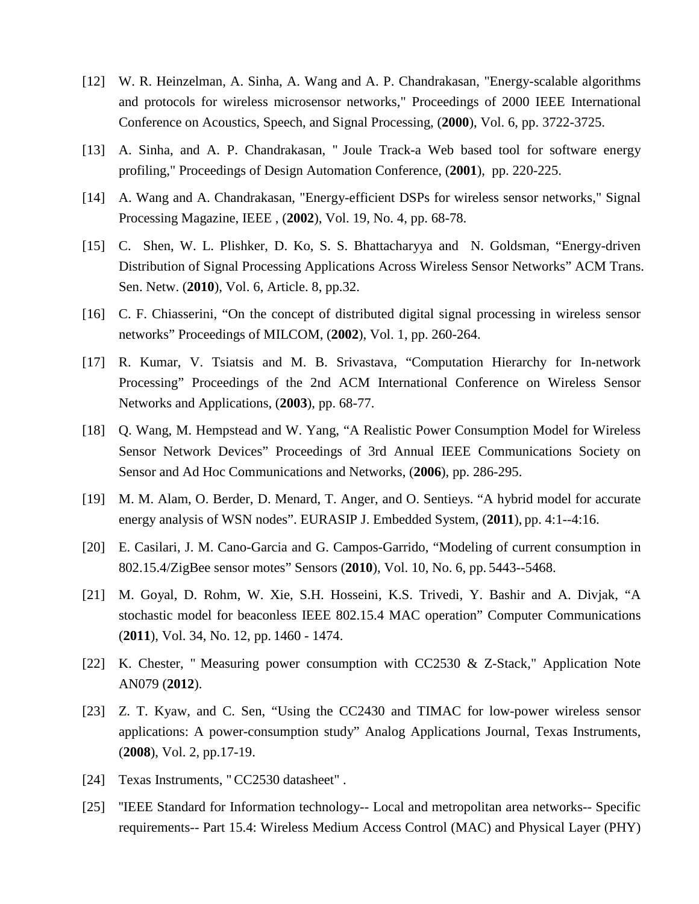[12] W. R. Heinzelman, A. Sinha, A. Wang and A. P. Chandrakasan, "Energy-scalable algorithms and protocols for wireless microsensor networks," Proceedings of 2000 IEEE International Conference on Acoustics, Speech, and Signal Processing, (**2000**), Vol. 6, pp. 3722-3725.

[13] A. Sinha, and A. P. Chandrakasan, " Joule Track-a Web based tool for software energy profiling," Proceedings of Design Automation Conference, (**2001**), pp. 220-225.

[14] A. Wang and A. Chandrakasan, "Energy-efficient DSPs for wireless sensor networks," Signal Processing Magazine, IEEE , (**2002**), Vol. 19, No. 4, pp. 68-78.

[15] C. Shen, W. L. Plishker, D. Ko, S. S. Bhattacharyya and N. Goldsman, "Energy-driven Distribution of Signal Processing Applications Across Wireless Sensor Networks" ACM Trans. Sen. Netw. (**2010**), Vol. 6, Article. 8, pp.32.

[16] C. F. Chiasserini, "On the concept of distributed digital signal processing in wireless sensor networks" Proceedings of MILCOM, (**2002**), Vol. 1, pp. 260-264.

[17] R. Kumar, V. Tsiatsis and M. B. Srivastava, "Computation Hierarchy for In-network Processing" Proceedings of the 2nd ACM International Conference on Wireless Sensor Networks and Applications, (**2003**), pp. 68-77.

[18] Q. Wang, M. Hempstead and W. Yang, "A Realistic Power Consumption Model for Wireless Sensor Network Devices" Proceedings of 3rd Annual IEEE Communications Society on Sensor and Ad Hoc Communications and Networks, (**2006**), pp. 286-295.

[19] M. M. Alam, O. Berder, D. Menard, T. Anger, and O. Sentieys. "A hybrid model for accurate energy analysis of WSN nodes". EURASIP J. Embedded System, (**2011**), pp. 4:1--4:16.

[20] E. Casilari, J. M. Cano-Garcia and G. Campos-Garrido, "Modeling of current consumption in 802.15.4/ZigBee sensor motes" Sensors (**2010**), Vol. 10, No. 6, pp. 5443--5468.

[21] M. Goyal, D. Rohm, W. Xie, S.H. Hosseini, K.S. Trivedi, Y. Bashir and A. Divjak, "A stochastic model for beaconless IEEE 802.15.4 MAC operation" Computer Communications (**2011**), Vol. 34, No. 12, pp. 1460 - 1474.

[22] K. Chester, " Measuring power consumption with CC2530 & Z-Stack," Application Note AN079 (**2012**).

[23] Z. T. Kyaw, and C. Sen, "Using the CC2430 and TIMAC for low-power wireless sensor applications: A power-consumption study" Analog Applications Journal, Texas Instruments, (**2008**), Vol. 2, pp.17-19.

[24] Texas Instruments, " CC2530 datasheet" .

[25] "IEEE Standard for Information technology-- Local and metropolitan area networks-- Specific requirements-- Part 15.4: Wireless Medium Access Control (MAC) and Physical Layer (PHY)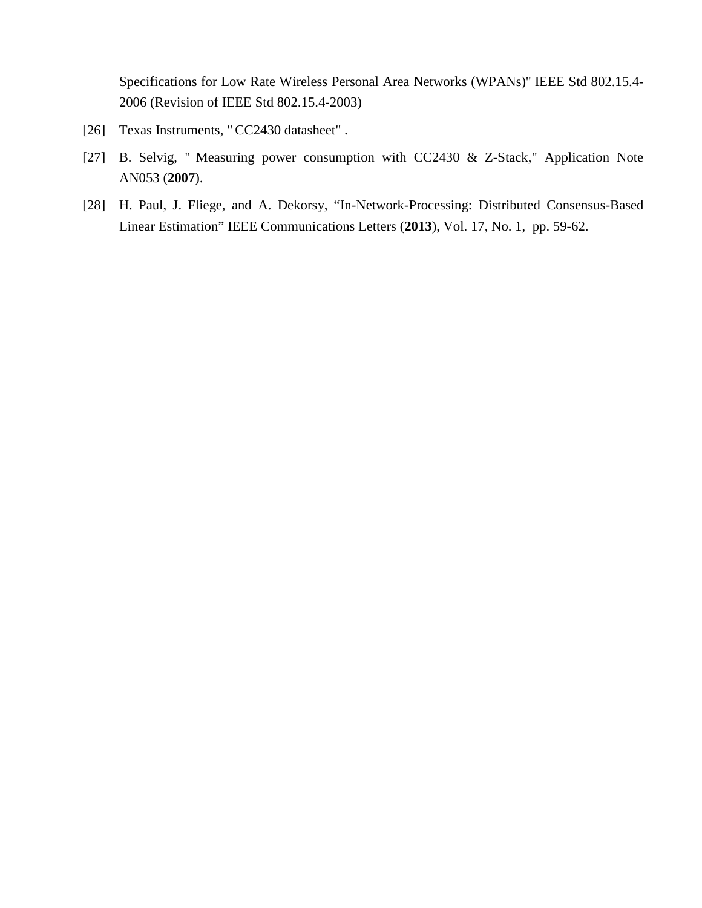Specifications for Low Rate Wireless Personal Area Networks (WPANs)" IEEE Std 802.15.4-2006 (Revision of IEEE Std 802.15.4-2003)

[26] Texas Instruments, " CC2430 datasheet" .

[27] B. Selvig, " Measuring power consumption with CC2430 & Z-Stack," Application Note AN053 (**2007**).

[28] H. Paul, J. Fliege, and A. Dekorsy, "In-Network-Processing: Distributed Consensus-Based Linear Estimation" IEEE Communications Letters (**2013**), Vol. 17, No. 1, pp. 59-62.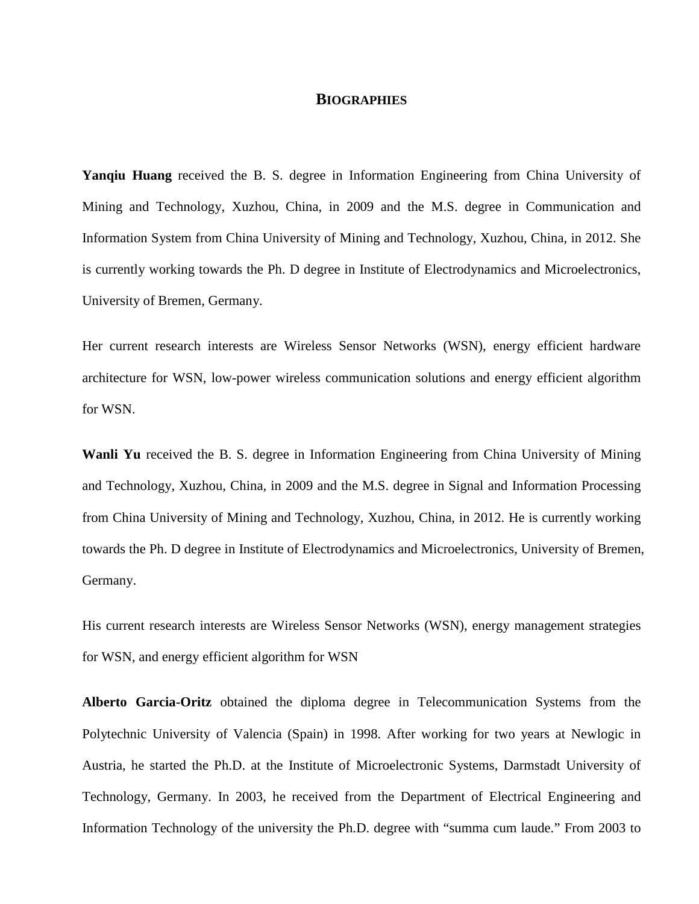## BIOGRAPHIES

**Yanqiu Huang** received the B. S. degree in Information Engineering from China University of Mining and Technology, Xuzhou, China, in 2009 and the M.S. degree in Communication and Information System from China University of Mining and Technology, Xuzhou, China, in 2012. She is currently working towards the Ph. D degree in Institute of Electrodynamics and Microelectronics, University of Bremen, Germany.

Her current research interests are Wireless Sensor Networks (WSN), energy efficient hardware architecture for WSN, low-power wireless communication solutions and energy efficient algorithm for WSN.

**Wanli Yu** received the B. S. degree in Information Engineering from China University of Mining and Technology, Xuzhou, China, in 2009 and the M.S. degree in Signal and Information Processing from China University of Mining and Technology, Xuzhou, China, in 2012. He is currently working towards the Ph. D degree in Institute of Electrodynamics and Microelectronics, University of Bremen, Germany.

His current research interests are Wireless Sensor Networks (WSN), energy management strategies for WSN, and energy efficient algorithm for WSN

**Alberto Garcia-Oritz** obtained the diploma degree in Telecommunication Systems from the Polytechnic University of Valencia (Spain) in 1998. After working for two years at Newlogic in Austria, he started the Ph.D. at the Institute of Microelectronic Systems, Darmstadt University of Technology, Germany. In 2003, he received from the Department of Electrical Engineering and Information Technology of the university the Ph.D. degree with "summa cum laude." From 2003 to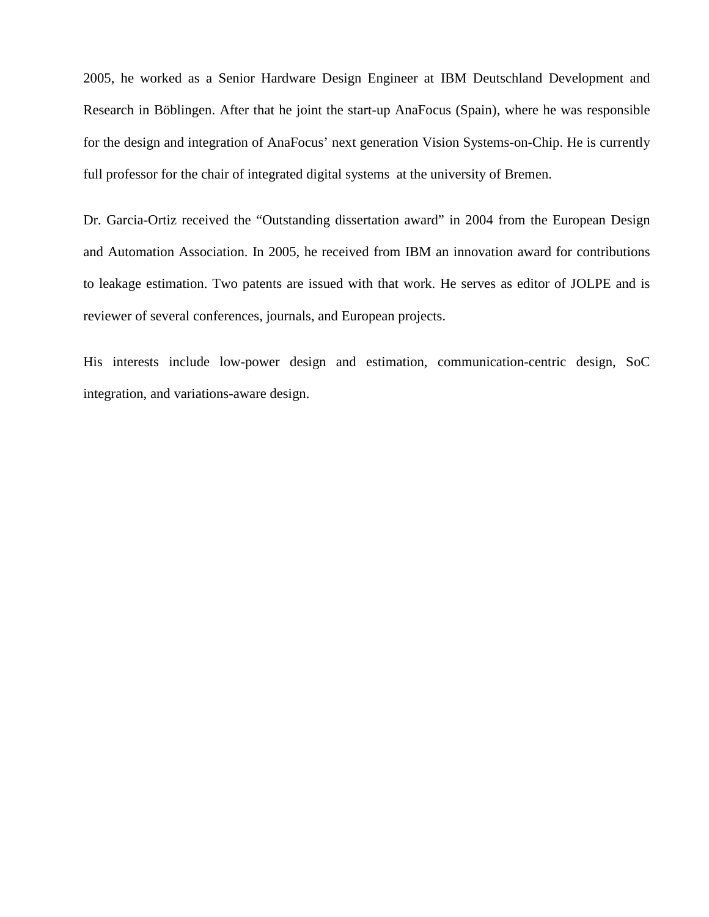2005, he worked as a Senior Hardware Design Engineer at IBM Deutschland Development and Research in Böblingen. After that he joint the start-up AnaFocus (Spain), where he was responsible for the design and integration of AnaFocus' next generation Vision Systems-on-Chip. He is currently full professor for the chair of integrated digital systems at the university of Bremen.

Dr. Garcia-Ortiz received the "Outstanding dissertation award" in 2004 from the European Design and Automation Association. In 2005, he received from IBM an innovation award for contributions to leakage estimation. Two patents are issued with that work. He serves as editor of JOLPE and is reviewer of several conferences, journals, and European projects.

His interests include low-power design and estimation, communication-centric design, SoC integration, and variations-aware design.